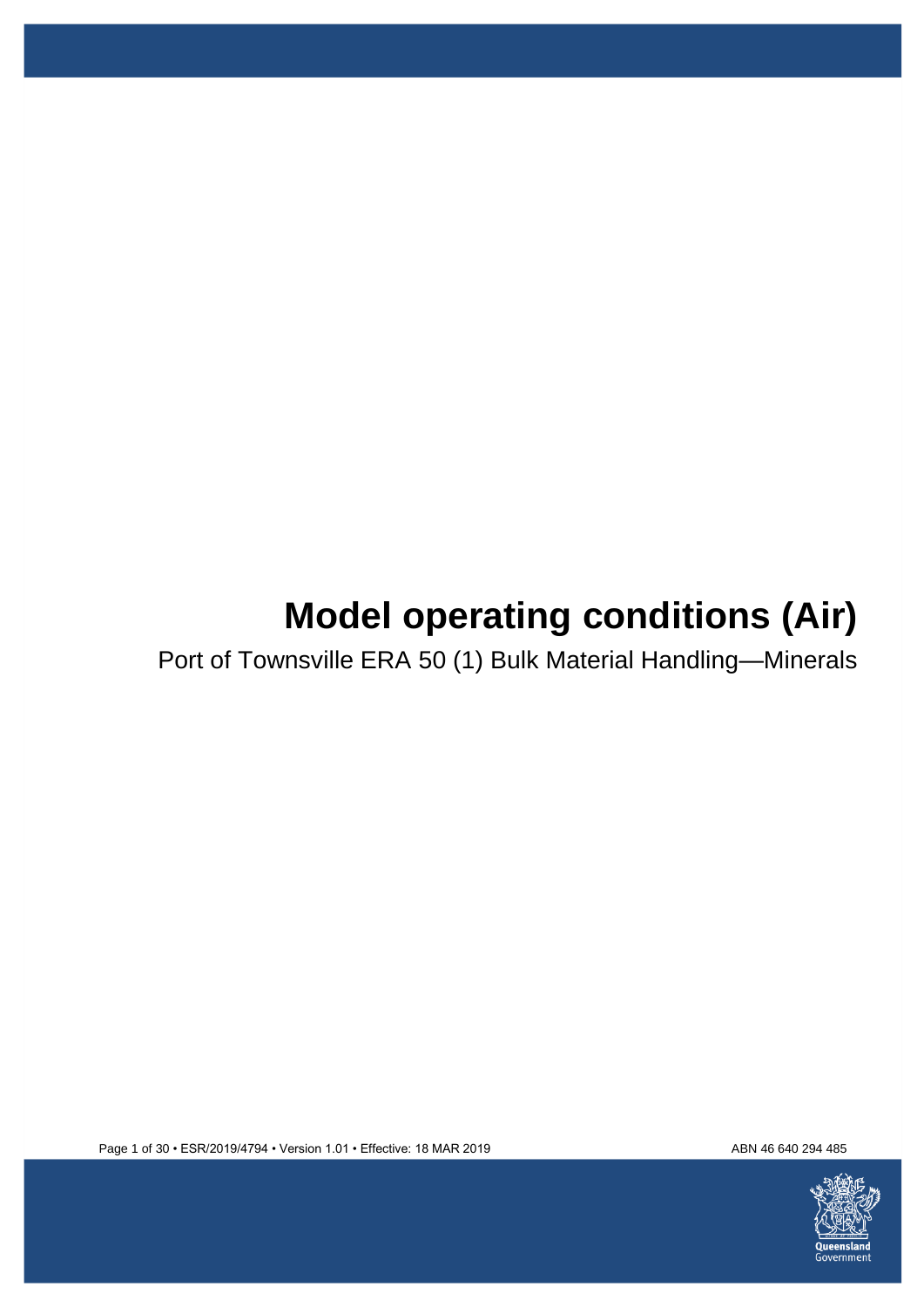# Model operating conditions (Air)

Port of Townsville ERA 50 (1) Bulk Material Handling—Minerals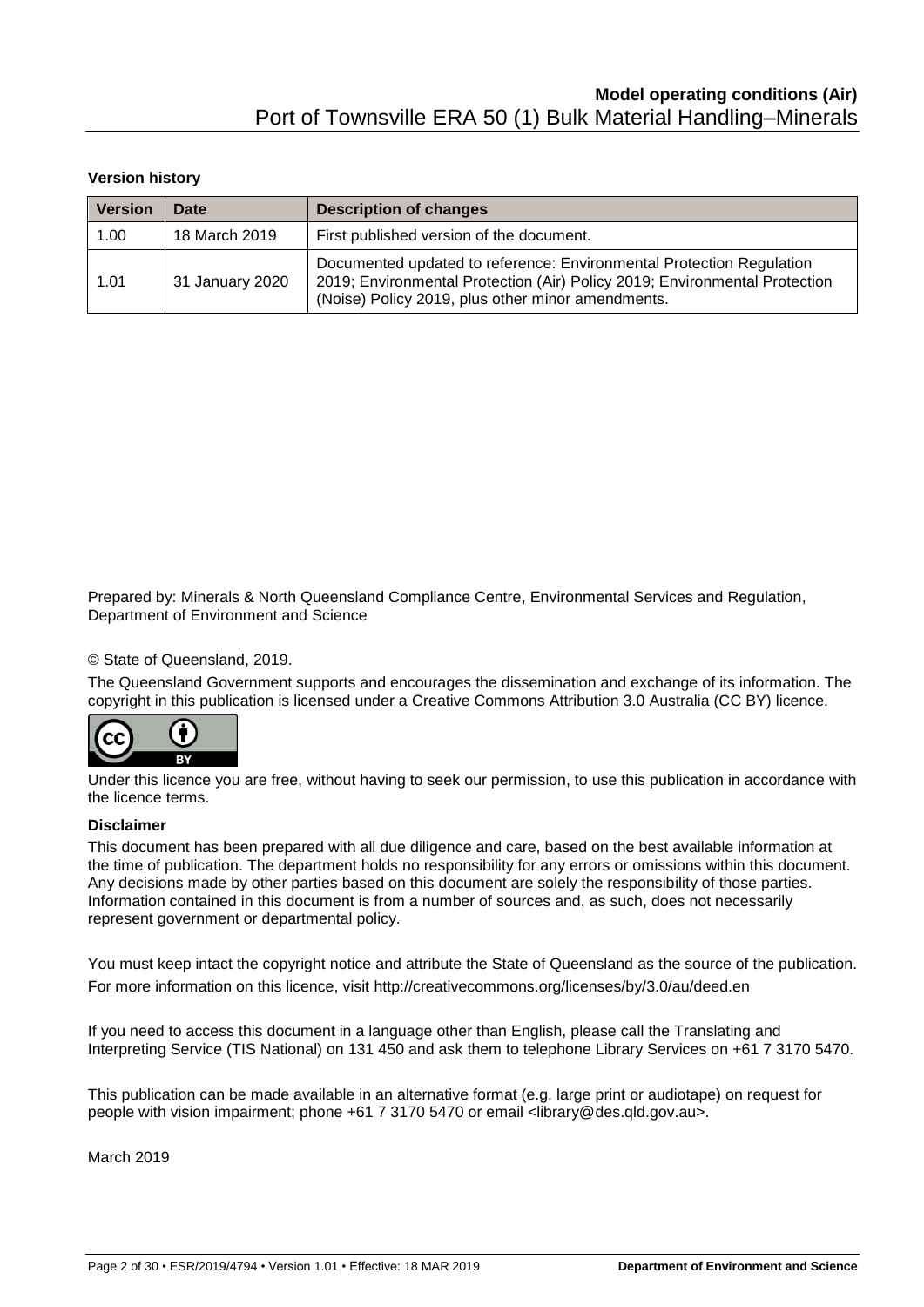**Version history**

| Version | Date | Description of changes |
| --- | --- | --- |
| 1.00 | 18 March 2019 | First published version of the document. |
| 1.01 | 31 January 2020 | Documented updated to reference: Environmental Protection Regulation 2019; Environmental Protection (Air) Policy 2019; Environmental Protection (Noise) Policy 2019, plus other minor amendments. |

Prepared by: Minerals & North Queensland Compliance Centre, Environmental Services and Regulation, Department of Environment and Science

© State of Queensland, 2019.

The Queensland Government supports and encourages the dissemination and exchange of its information. The copyright in this publication is licensed under a Creative Commons Attribution 3.0 Australia (CC BY) licence.

Under this licence you are free, without having to seek our permission, to use this publication in accordance with the licence terms.

**Disclaimer**

This document has been prepared with all due diligence and care, based on the best available information at the time of publication. The department holds no responsibility for any errors or omissions within this document. Any decisions made by other parties based on this document are solely the responsibility of those parties. Information contained in this document is from a number of sources and, as such, does not necessarily represent government or departmental policy.

You must keep intact the copyright notice and attribute the State of Queensland as the source of the publication.

For more information on this licence, visit http://creativecommons.org/licenses/by/3.0/au/deed.en

If you need to access this document in a language other than English, please call the Translating and Interpreting Service (TIS National) on 131 450 and ask them to telephone Library Services on +61 7 3170 5470.

This publication can be made available in an alternative format (e.g. large print or audiotape) on request for people with vision impairment; phone +61 7 3170 5470 or email <library@des.qld.gov.au>.

March 2019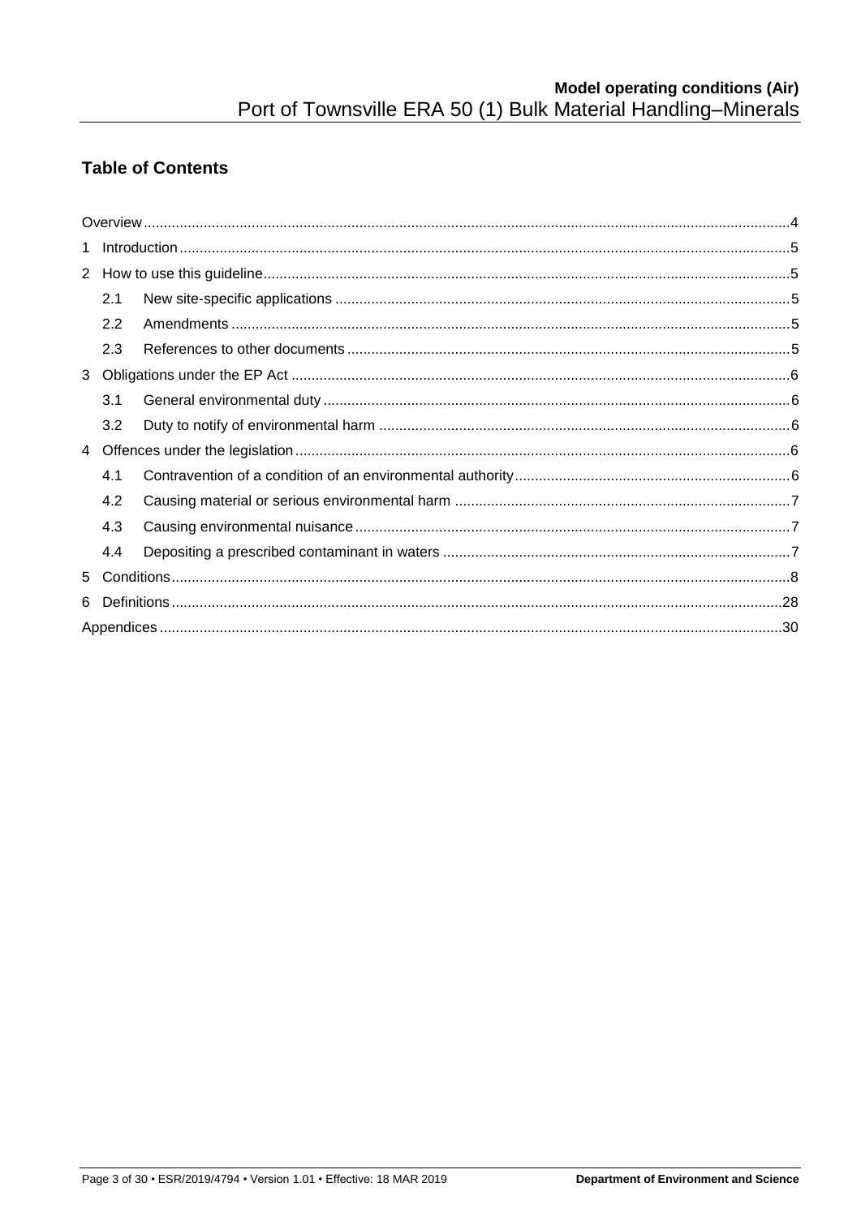## Table of Contents

Overview ... 4

1 Introduction ... 5

2 How to use this guideline ... 5

- 2.1 New site-specific applications ... 5
- 2.2 Amendments ... 5
- 2.3 References to other documents ... 5

3 Obligations under the EP Act ... 6

- 3.1 General environmental duty ... 6
- 3.2 Duty to notify of environmental harm ... 6

4 Offences under the legislation ... 6

- 4.1 Contravention of a condition of an environmental authority ... 6
- 4.2 Causing material or serious environmental harm ... 7
- 4.3 Causing environmental nuisance ... 7
- 4.4 Depositing a prescribed contaminant in waters ... 7

5 Conditions ... 8

6 Definitions ... 28

Appendices ... 30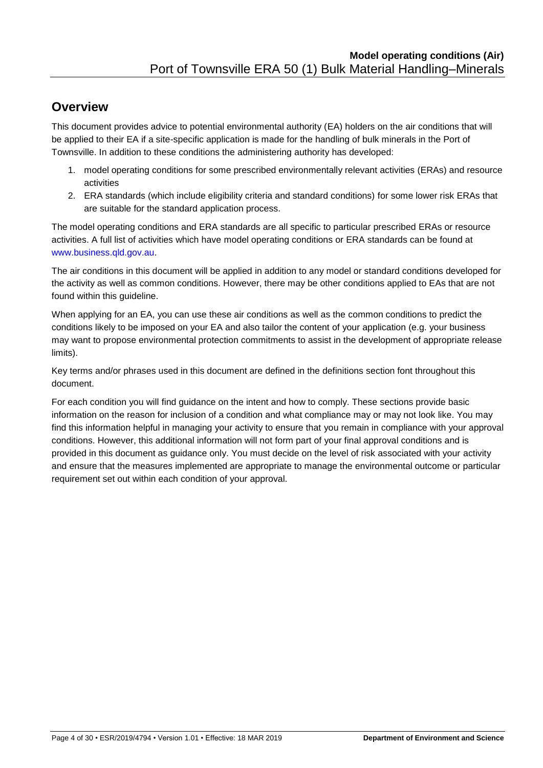## Overview

This document provides advice to potential environmental authority (EA) holders on the air conditions that will be applied to their EA if a site-specific application is made for the handling of bulk minerals in the Port of Townsville. In addition to these conditions the administering authority has developed:

1. model operating conditions for some prescribed environmentally relevant activities (ERAs) and resource activities
2. ERA standards (which include eligibility criteria and standard conditions) for some lower risk ERAs that are suitable for the standard application process.

The model operating conditions and ERA standards are all specific to particular prescribed ERAs or resource activities. A full list of activities which have model operating conditions or ERA standards can be found at www.business.qld.gov.au.

The air conditions in this document will be applied in addition to any model or standard conditions developed for the activity as well as common conditions. However, there may be other conditions applied to EAs that are not found within this guideline.

When applying for an EA, you can use these air conditions as well as the common conditions to predict the conditions likely to be imposed on your EA and also tailor the content of your application (e.g. your business may want to propose environmental protection commitments to assist in the development of appropriate release limits).

Key terms and/or phrases used in this document are defined in the definitions section font throughout this document.

For each condition you will find guidance on the intent and how to comply. These sections provide basic information on the reason for inclusion of a condition and what compliance may or may not look like. You may find this information helpful in managing your activity to ensure that you remain in compliance with your approval conditions. However, this additional information will not form part of your final approval conditions and is provided in this document as guidance only. You must decide on the level of risk associated with your activity and ensure that the measures implemented are appropriate to manage the environmental outcome or particular requirement set out within each condition of your approval.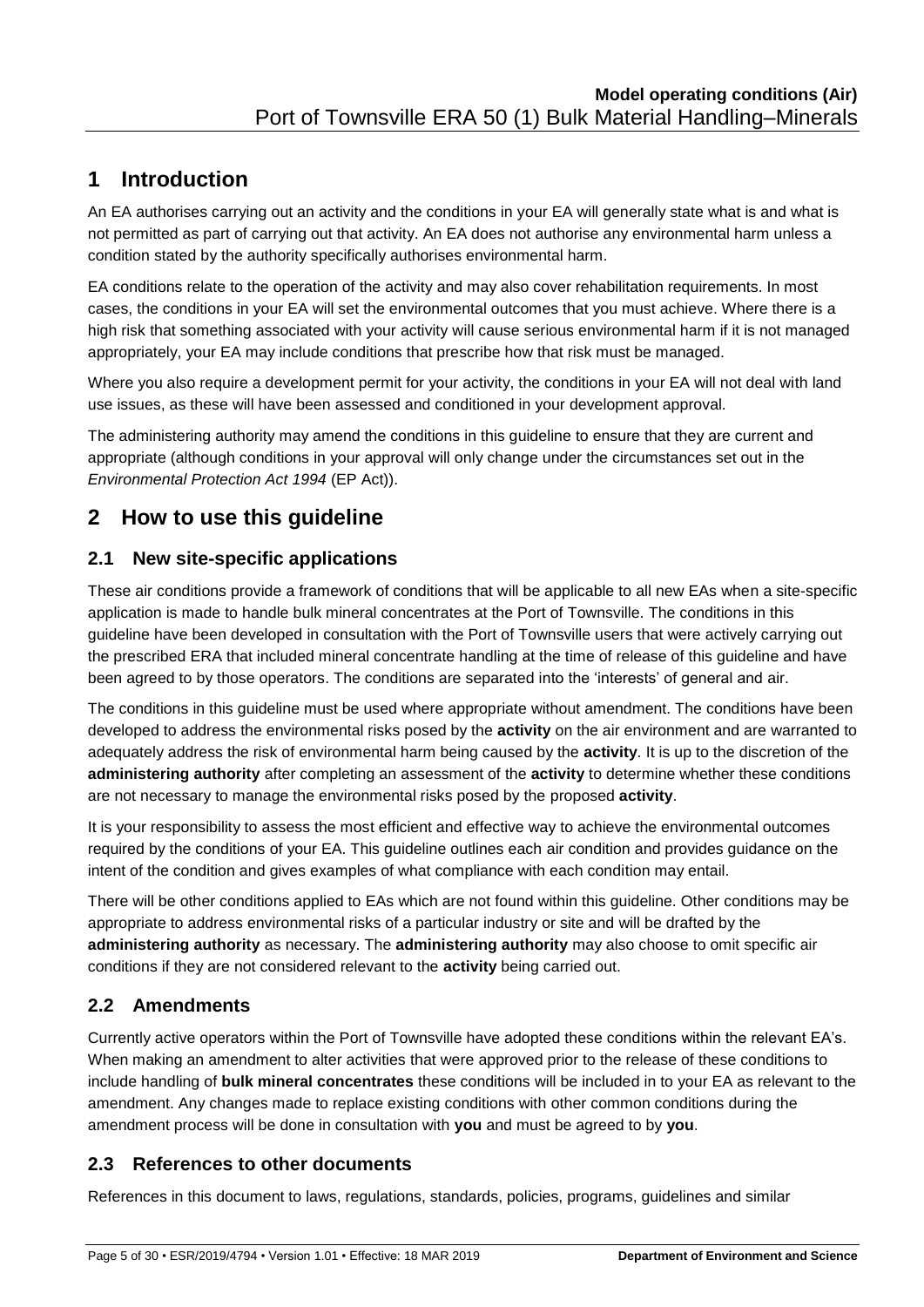# 1 Introduction

An EA authorises carrying out an activity and the conditions in your EA will generally state what is and what is not permitted as part of carrying out that activity. An EA does not authorise any environmental harm unless a condition stated by the authority specifically authorises environmental harm.

EA conditions relate to the operation of the activity and may also cover rehabilitation requirements. In most cases, the conditions in your EA will set the environmental outcomes that you must achieve. Where there is a high risk that something associated with your activity will cause serious environmental harm if it is not managed appropriately, your EA may include conditions that prescribe how that risk must be managed.

Where you also require a development permit for your activity, the conditions in your EA will not deal with land use issues, as these will have been assessed and conditioned in your development approval.

The administering authority may amend the conditions in this guideline to ensure that they are current and appropriate (although conditions in your approval will only change under the circumstances set out in the *Environmental Protection Act 1994* (EP Act)).

# 2 How to use this guideline

## 2.1 New site-specific applications

These air conditions provide a framework of conditions that will be applicable to all new EAs when a site-specific application is made to handle bulk mineral concentrates at the Port of Townsville. The conditions in this guideline have been developed in consultation with the Port of Townsville users that were actively carrying out the prescribed ERA that included mineral concentrate handling at the time of release of this guideline and have been agreed to by those operators. The conditions are separated into the 'interests' of general and air.

The conditions in this guideline must be used where appropriate without amendment. The conditions have been developed to address the environmental risks posed by the **activity** on the air environment and are warranted to adequately address the risk of environmental harm being caused by the **activity**. It is up to the discretion of the **administering authority** after completing an assessment of the **activity** to determine whether these conditions are not necessary to manage the environmental risks posed by the proposed **activity**.

It is your responsibility to assess the most efficient and effective way to achieve the environmental outcomes required by the conditions of your EA. This guideline outlines each air condition and provides guidance on the intent of the condition and gives examples of what compliance with each condition may entail.

There will be other conditions applied to EAs which are not found within this guideline. Other conditions may be appropriate to address environmental risks of a particular industry or site and will be drafted by the **administering authority** as necessary. The **administering authority** may also choose to omit specific air conditions if they are not considered relevant to the **activity** being carried out.

## 2.2 Amendments

Currently active operators within the Port of Townsville have adopted these conditions within the relevant EA's. When making an amendment to alter activities that were approved prior to the release of these conditions to include handling of **bulk mineral concentrates** these conditions will be included in to your EA as relevant to the amendment. Any changes made to replace existing conditions with other common conditions during the amendment process will be done in consultation with **you** and must be agreed to by **you**.

## 2.3 References to other documents

References in this document to laws, regulations, standards, policies, programs, guidelines and similar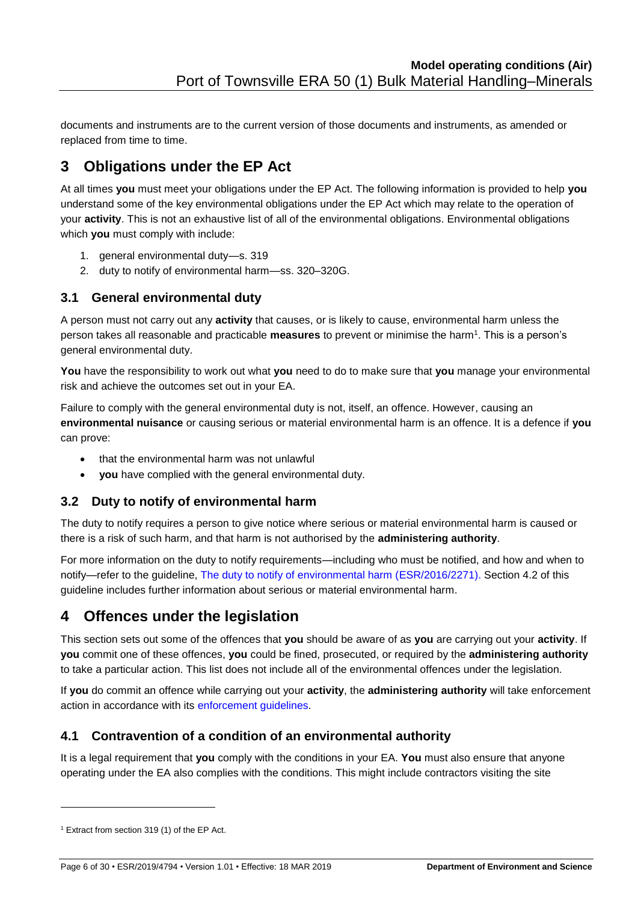documents and instruments are to the current version of those documents and instruments, as amended or replaced from time to time.

# 3 Obligations under the EP Act

At all times **you** must meet your obligations under the EP Act. The following information is provided to help **you** understand some of the key environmental obligations under the EP Act which may relate to the operation of your **activity**. This is not an exhaustive list of all of the environmental obligations. Environmental obligations which **you** must comply with include:

1. general environmental duty—s. 319
2. duty to notify of environmental harm—ss. 320–320G.

## 3.1 General environmental duty

A person must not carry out any **activity** that causes, or is likely to cause, environmental harm unless the person takes all reasonable and practicable **measures** to prevent or minimise the harm[1]. This is a person's general environmental duty.

**You** have the responsibility to work out what **you** need to do to make sure that **you** manage your environmental risk and achieve the outcomes set out in your EA.

Failure to comply with the general environmental duty is not, itself, an offence. However, causing an **environmental nuisance** or causing serious or material environmental harm is an offence. It is a defence if **you** can prove:

- that the environmental harm was not unlawful
- **you** have complied with the general environmental duty.

## 3.2 Duty to notify of environmental harm

The duty to notify requires a person to give notice where serious or material environmental harm is caused or there is a risk of such harm, and that harm is not authorised by the **administering authority**.

For more information on the duty to notify requirements—including who must be notified, and how and when to notify—refer to the guideline, The duty to notify of environmental harm (ESR/2016/2271). Section 4.2 of this guideline includes further information about serious or material environmental harm.

# 4 Offences under the legislation

This section sets out some of the offences that **you** should be aware of as **you** are carrying out your **activity**. If **you** commit one of these offences, **you** could be fined, prosecuted, or required by the **administering authority** to take a particular action. This list does not include all of the environmental offences under the legislation.

If **you** do commit an offence while carrying out your **activity**, the **administering authority** will take enforcement action in accordance with its enforcement guidelines.

## 4.1 Contravention of a condition of an environmental authority

It is a legal requirement that **you** comply with the conditions in your EA. **You** must also ensure that anyone operating under the EA also complies with the conditions. This might include contractors visiting the site

[1] Extract from section 319 (1) of the EP Act.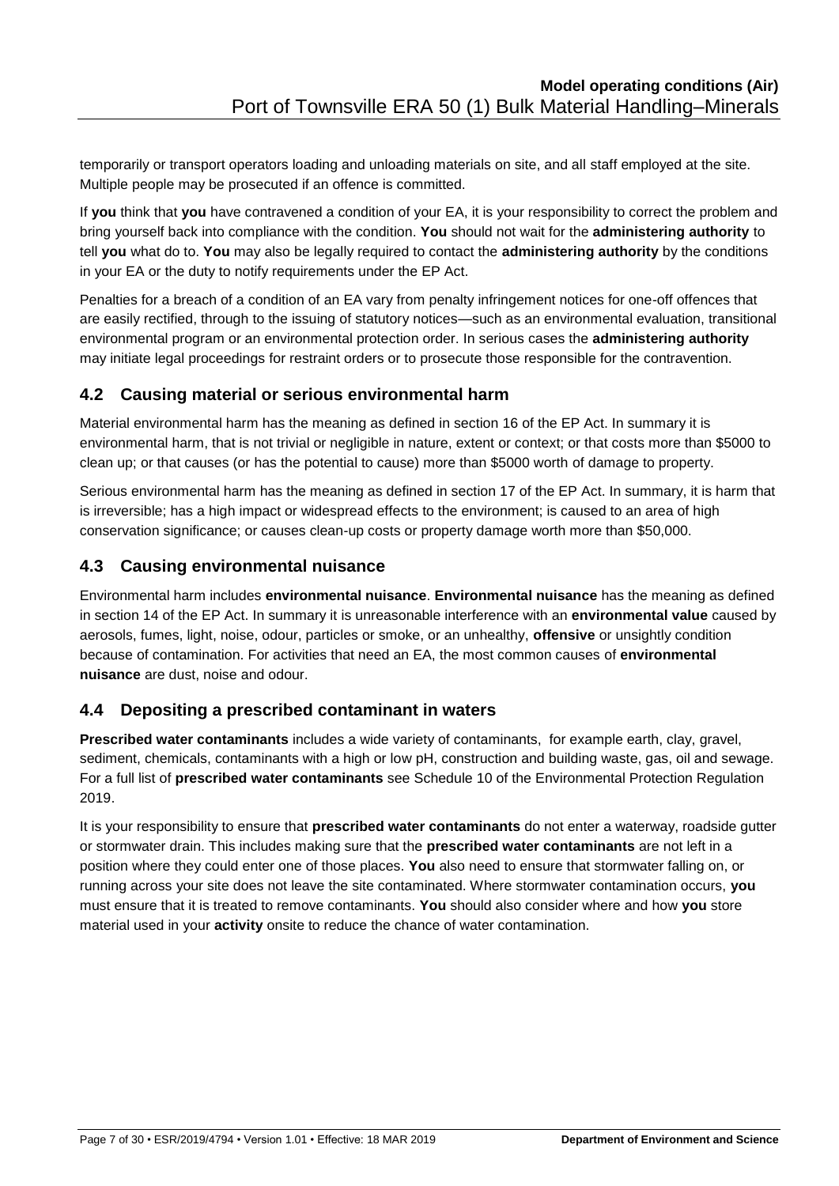temporarily or transport operators loading and unloading materials on site, and all staff employed at the site. Multiple people may be prosecuted if an offence is committed.

If **you** think that **you** have contravened a condition of your EA, it is your responsibility to correct the problem and bring yourself back into compliance with the condition. **You** should not wait for the **administering authority** to tell **you** what do to. **You** may also be legally required to contact the **administering authority** by the conditions in your EA or the duty to notify requirements under the EP Act.

Penalties for a breach of a condition of an EA vary from penalty infringement notices for one-off offences that are easily rectified, through to the issuing of statutory notices—such as an environmental evaluation, transitional environmental program or an environmental protection order. In serious cases the **administering authority** may initiate legal proceedings for restraint orders or to prosecute those responsible for the contravention.

## 4.2 Causing material or serious environmental harm

Material environmental harm has the meaning as defined in section 16 of the EP Act. In summary it is environmental harm, that is not trivial or negligible in nature, extent or context; or that costs more than $5000 to clean up; or that causes (or has the potential to cause) more than $5000 worth of damage to property.

Serious environmental harm has the meaning as defined in section 17 of the EP Act. In summary, it is harm that is irreversible; has a high impact or widespread effects to the environment; is caused to an area of high conservation significance; or causes clean-up costs or property damage worth more than $50,000.

## 4.3 Causing environmental nuisance

Environmental harm includes **environmental nuisance**. **Environmental nuisance** has the meaning as defined in section 14 of the EP Act. In summary it is unreasonable interference with an **environmental value** caused by aerosols, fumes, light, noise, odour, particles or smoke, or an unhealthy, **offensive** or unsightly condition because of contamination. For activities that need an EA, the most common causes of **environmental nuisance** are dust, noise and odour.

## 4.4 Depositing a prescribed contaminant in waters

**Prescribed water contaminants** includes a wide variety of contaminants, for example earth, clay, gravel, sediment, chemicals, contaminants with a high or low pH, construction and building waste, gas, oil and sewage. For a full list of **prescribed water contaminants** see Schedule 10 of the Environmental Protection Regulation 2019.

It is your responsibility to ensure that **prescribed water contaminants** do not enter a waterway, roadside gutter or stormwater drain. This includes making sure that the **prescribed water contaminants** are not left in a position where they could enter one of those places. **You** also need to ensure that stormwater falling on, or running across your site does not leave the site contaminated. Where stormwater contamination occurs, **you** must ensure that it is treated to remove contaminants. **You** should also consider where and how **you** store material used in your **activity** onsite to reduce the chance of water contamination.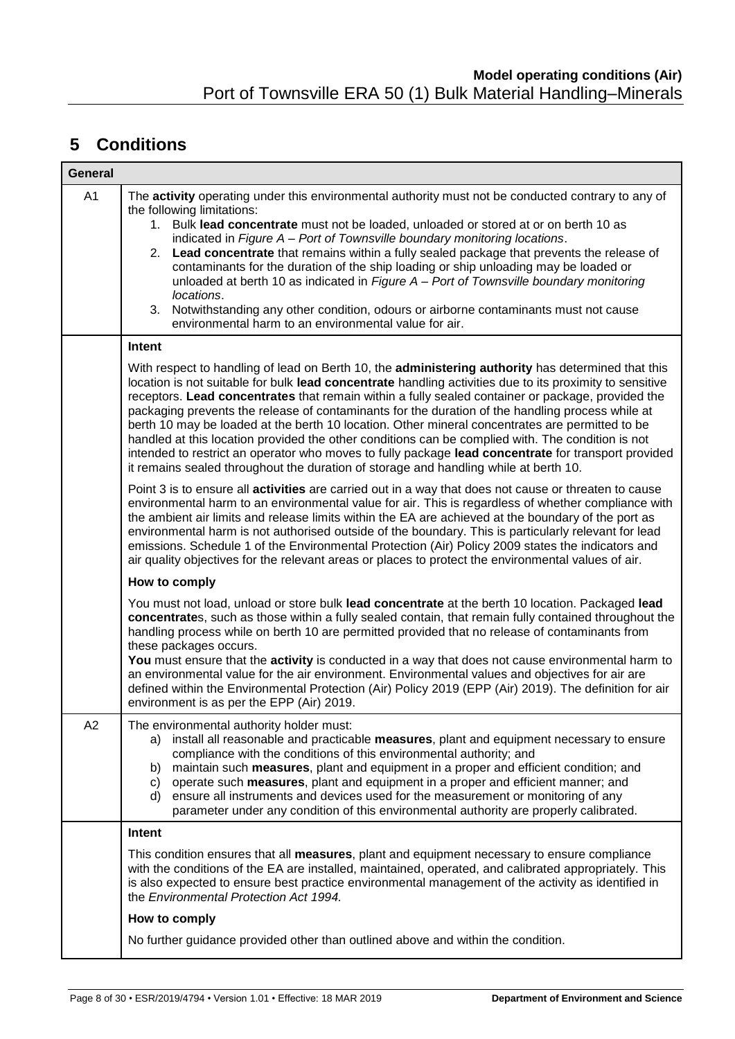## 5 Conditions

| General | |
|---|---|
| A1 | The **activity** operating under this environmental authority must not be conducted contrary to any of the following limitations:<br>1. Bulk **lead concentrate** must not be loaded, unloaded or stored at or on berth 10 as indicated in *Figure A – Port of Townsville boundary monitoring locations*.<br>2. **Lead concentrate** that remains within a fully sealed package that prevents the release of contaminants for the duration of the ship loading or ship unloading may be loaded or unloaded at berth 10 as indicated in *Figure A – Port of Townsville boundary monitoring locations*.<br>3. Notwithstanding any other condition, odours or airborne contaminants must not cause environmental harm to an environmental value for air. |
| | **Intent**<br><br>With respect to handling of lead on Berth 10, the **administering authority** has determined that this location is not suitable for bulk **lead concentrate** handling activities due to its proximity to sensitive receptors. **Lead concentrates** that remain within a fully sealed container or package, provided the packaging prevents the release of contaminants for the duration of the handling process while at berth 10 may be loaded at the berth 10 location. Other mineral concentrates are permitted to be handled at this location provided the other conditions can be complied with. The condition is not intended to restrict an operator who moves to fully package **lead concentrate** for transport provided it remains sealed throughout the duration of storage and handling while at berth 10.<br><br>Point 3 is to ensure all **activities** are carried out in a way that does not cause or threaten to cause environmental harm to an environmental value for air. This is regardless of whether compliance with the ambient air limits and release limits within the EA are achieved at the boundary of the port as environmental harm is not authorised outside of the boundary. This is particularly relevant for lead emissions. Schedule 1 of the Environmental Protection (Air) Policy 2009 states the indicators and air quality objectives for the relevant areas or places to protect the environmental values of air.<br><br>**How to comply**<br><br>You must not load, unload or store bulk **lead concentrate** at the berth 10 location. Packaged **lead concentrate**s, such as those within a fully sealed contain, that remain fully contained throughout the handling process while on berth 10 are permitted provided that no release of contaminants from these packages occurs.<br>**You** must ensure that the **activity** is conducted in a way that does not cause environmental harm to an environmental value for the air environment. Environmental values and objectives for air are defined within the Environmental Protection (Air) Policy 2019 (EPP (Air) 2019). The definition for air environment is as per the EPP (Air) 2019. |
| A2 | The environmental authority holder must:<br>a) install all reasonable and practicable **measures**, plant and equipment necessary to ensure compliance with the conditions of this environmental authority; and<br>b) maintain such **measures**, plant and equipment in a proper and efficient condition; and<br>c) operate such **measures**, plant and equipment in a proper and efficient manner; and<br>d) ensure all instruments and devices used for the measurement or monitoring of any parameter under any condition of this environmental authority are properly calibrated. |
| | **Intent**<br><br>This condition ensures that all **measures**, plant and equipment necessary to ensure compliance with the conditions of the EA are installed, maintained, operated, and calibrated appropriately. This is also expected to ensure best practice environmental management of the activity as identified in the *Environmental Protection Act 1994.*<br><br>**How to comply**<br><br>No further guidance provided other than outlined above and within the condition. |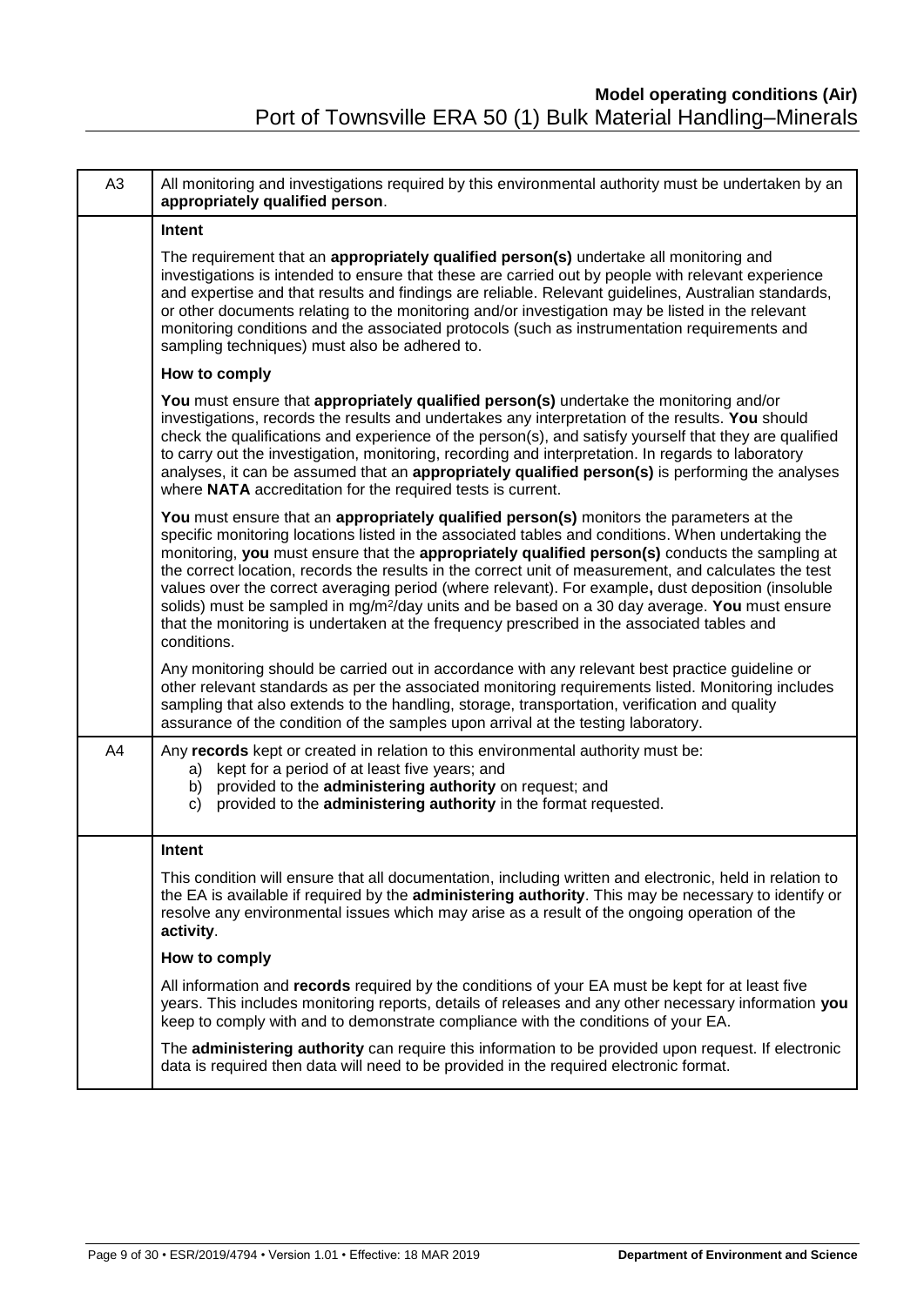| | |
|---|---|
| A3 | All monitoring and investigations required by this environmental authority must be undertaken by an **appropriately qualified person**. |
| | **Intent**<br><br>The requirement that an **appropriately qualified person(s)** undertake all monitoring and investigations is intended to ensure that these are carried out by people with relevant experience and expertise and that results and findings are reliable. Relevant guidelines, Australian standards, or other documents relating to the monitoring and/or investigation may be listed in the relevant monitoring conditions and the associated protocols (such as instrumentation requirements and sampling techniques) must also be adhered to.<br><br>**How to comply**<br><br>**You** must ensure that **appropriately qualified person(s)** undertake the monitoring and/or investigations, records the results and undertakes any interpretation of the results. **You** should check the qualifications and experience of the person(s), and satisfy yourself that they are qualified to carry out the investigation, monitoring, recording and interpretation. In regards to laboratory analyses, it can be assumed that an **appropriately qualified person(s)** is performing the analyses where **NATA** accreditation for the required tests is current.<br><br>**You** must ensure that an **appropriately qualified person(s)** monitors the parameters at the specific monitoring locations listed in the associated tables and conditions. When undertaking the monitoring, **you** must ensure that the **appropriately qualified person(s)** conducts the sampling at the correct location, records the results in the correct unit of measurement, and calculates the test values over the correct averaging period (where relevant). For example**,** dust deposition (insoluble solids) must be sampled in $mg/m^2/day$ units and be based on a 30 day average. **You** must ensure that the monitoring is undertaken at the frequency prescribed in the associated tables and conditions.<br><br>Any monitoring should be carried out in accordance with any relevant best practice guideline or other relevant standards as per the associated monitoring requirements listed. Monitoring includes sampling that also extends to the handling, storage, transportation, verification and quality assurance of the condition of the samples upon arrival at the testing laboratory. |
| A4 | Any **records** kept or created in relation to this environmental authority must be:<br>a) kept for a period of at least five years; and<br>b) provided to the **administering authority** on request; and<br>c) provided to the **administering authority** in the format requested. |
| | **Intent**<br><br>This condition will ensure that all documentation, including written and electronic, held in relation to the EA is available if required by the **administering authority**. This may be necessary to identify or resolve any environmental issues which may arise as a result of the ongoing operation of the **activity**.<br><br>**How to comply**<br><br>All information and **records** required by the conditions of your EA must be kept for at least five years. This includes monitoring reports, details of releases and any other necessary information **you** keep to comply with and to demonstrate compliance with the conditions of your EA.<br><br>The **administering authority** can require this information to be provided upon request. If electronic data is required then data will need to be provided in the required electronic format. |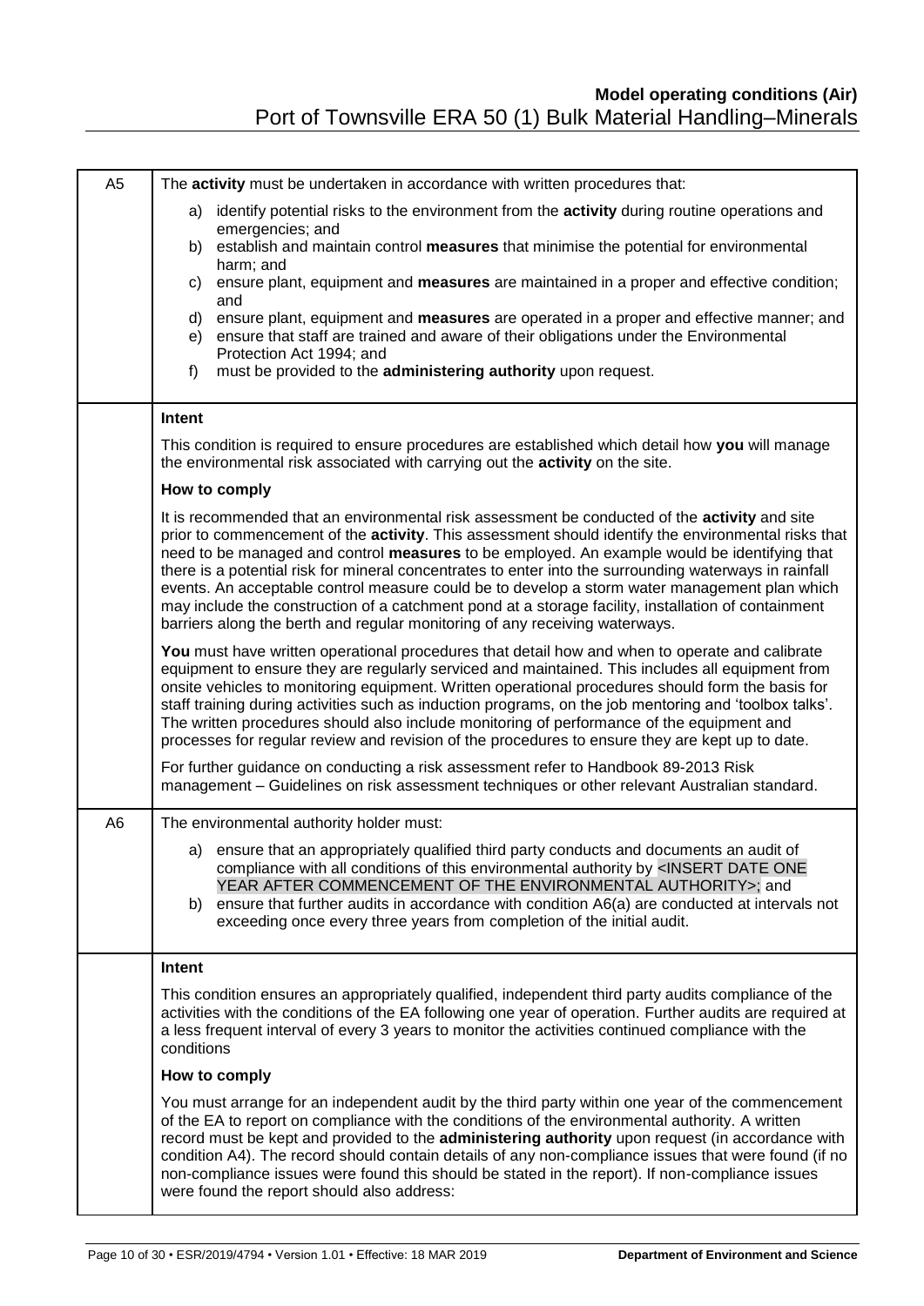| | |
|---|---|
| A5 | The **activity** must be undertaken in accordance with written procedures that:<br>a) identify potential risks to the environment from the **activity** during routine operations and emergencies; and<br>b) establish and maintain control **measures** that minimise the potential for environmental harm; and<br>c) ensure plant, equipment and **measures** are maintained in a proper and effective condition; and<br>d) ensure plant, equipment and **measures** are operated in a proper and effective manner; and<br>e) ensure that staff are trained and aware of their obligations under the Environmental Protection Act 1994; and<br>f) must be provided to the **administering authority** upon request. |
| | **Intent**<br>This condition is required to ensure procedures are established which detail how **you** will manage the environmental risk associated with carrying out the **activity** on the site.<br>**How to comply**<br>It is recommended that an environmental risk assessment be conducted of the **activity** and site prior to commencement of the **activity**. This assessment should identify the environmental risks that need to be managed and control **measures** to be employed. An example would be identifying that there is a potential risk for mineral concentrates to enter into the surrounding waterways in rainfall events. An acceptable control measure could be to develop a storm water management plan which may include the construction of a catchment pond at a storage facility, installation of containment barriers along the berth and regular monitoring of any receiving waterways.<br>**You** must have written operational procedures that detail how and when to operate and calibrate equipment to ensure they are regularly serviced and maintained. This includes all equipment from onsite vehicles to monitoring equipment. Written operational procedures should form the basis for staff training during activities such as induction programs, on the job mentoring and 'toolbox talks'. The written procedures should also include monitoring of performance of the equipment and processes for regular review and revision of the procedures to ensure they are kept up to date.<br>For further guidance on conducting a risk assessment refer to Handbook 89-2013 Risk management – Guidelines on risk assessment techniques or other relevant Australian standard. |
| A6 | The environmental authority holder must:<br>a) ensure that an appropriately qualified third party conducts and documents an audit of compliance with all conditions of this environmental authority by <INSERT DATE ONE YEAR AFTER COMMENCEMENT OF THE ENVIRONMENTAL AUTHORITY>; and<br>b) ensure that further audits in accordance with condition A6(a) are conducted at intervals not exceeding once every three years from completion of the initial audit. |
| | **Intent**<br>This condition ensures an appropriately qualified, independent third party audits compliance of the activities with the conditions of the EA following one year of operation. Further audits are required at a less frequent interval of every 3 years to monitor the activities continued compliance with the conditions<br>**How to comply**<br>You must arrange for an independent audit by the third party within one year of the commencement of the EA to report on compliance with the conditions of the environmental authority. A written record must be kept and provided to the **administering authority** upon request (in accordance with condition A4). The record should contain details of any non-compliance issues that were found (if no non-compliance issues were found this should be stated in the report). If non-compliance issues were found the report should also address: |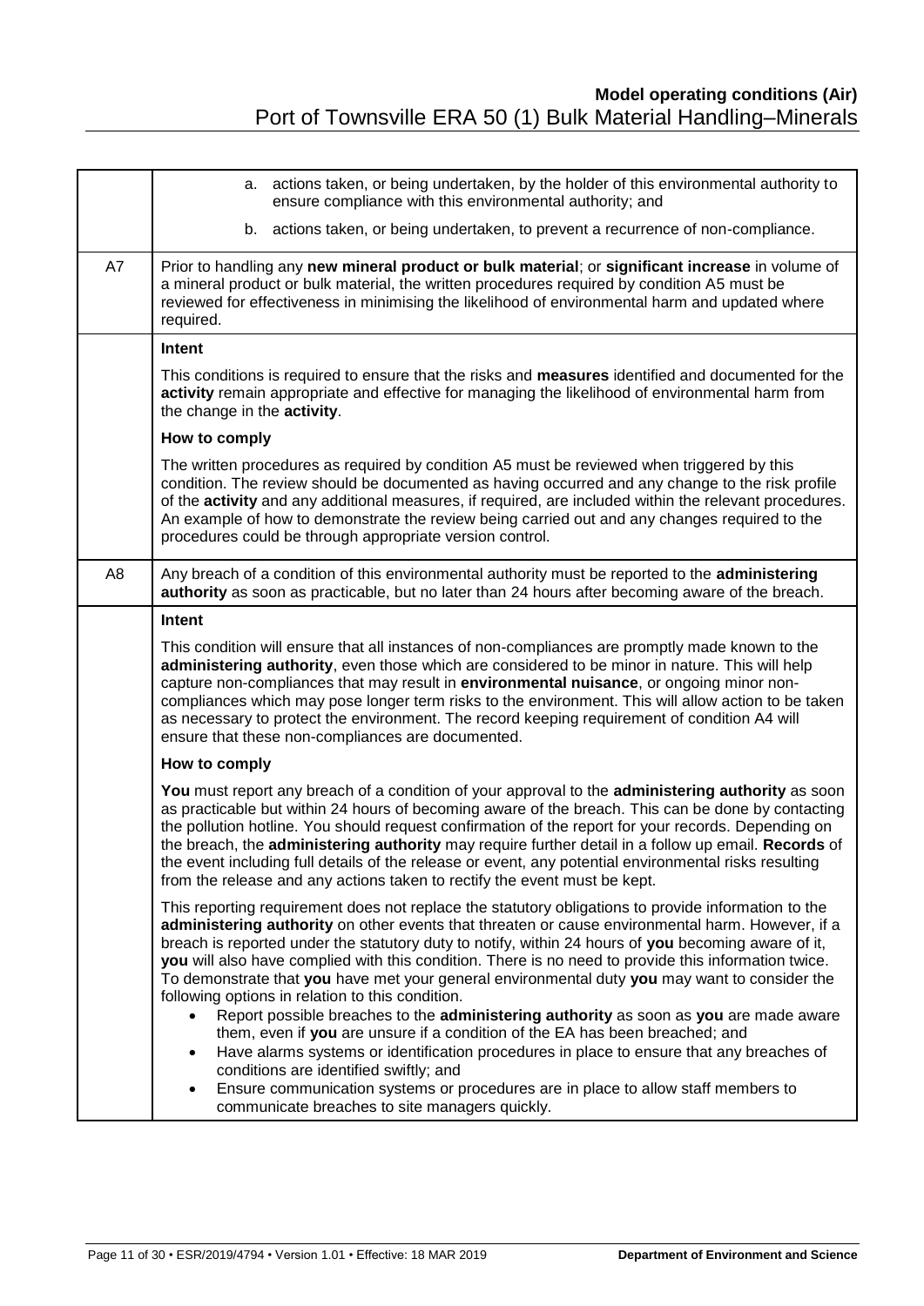| | |
|---|---|
| | a. actions taken, or being undertaken, by the holder of this environmental authority to ensure compliance with this environmental authority; and<br><br>b. actions taken, or being undertaken, to prevent a recurrence of non-compliance. |
| A7 | Prior to handling any **new mineral product or bulk material**; or **significant increase** in volume of a mineral product or bulk material, the written procedures required by condition A5 must be reviewed for effectiveness in minimising the likelihood of environmental harm and updated where required. |
| | **Intent**<br><br>This conditions is required to ensure that the risks and **measures** identified and documented for the **activity** remain appropriate and effective for managing the likelihood of environmental harm from the change in the **activity**.<br><br>**How to comply**<br><br>The written procedures as required by condition A5 must be reviewed when triggered by this condition. The review should be documented as having occurred and any change to the risk profile of the **activity** and any additional measures, if required, are included within the relevant procedures. An example of how to demonstrate the review being carried out and any changes required to the procedures could be through appropriate version control. |
| A8 | Any breach of a condition of this environmental authority must be reported to the **administering authority** as soon as practicable, but no later than 24 hours after becoming aware of the breach. |
| | **Intent**<br><br>This condition will ensure that all instances of non-compliances are promptly made known to the **administering authority**, even those which are considered to be minor in nature. This will help capture non-compliances that may result in **environmental nuisance**, or ongoing minor non-compliances which may pose longer term risks to the environment. This will allow action to be taken as necessary to protect the environment. The record keeping requirement of condition A4 will ensure that these non-compliances are documented.<br><br>**How to comply**<br><br>**You** must report any breach of a condition of your approval to the **administering authority** as soon as practicable but within 24 hours of becoming aware of the breach. This can be done by contacting the pollution hotline. You should request confirmation of the report for your records. Depending on the breach, the **administering authority** may require further detail in a follow up email. **Records** of the event including full details of the release or event, any potential environmental risks resulting from the release and any actions taken to rectify the event must be kept.<br><br>This reporting requirement does not replace the statutory obligations to provide information to the **administering authority** on other events that threaten or cause environmental harm. However, if a breach is reported under the statutory duty to notify, within 24 hours of **you** becoming aware of it, **you** will also have complied with this condition. There is no need to provide this information twice. To demonstrate that **you** have met your general environmental duty **you** may want to consider the following options in relation to this condition.<br>• Report possible breaches to the **administering authority** as soon as **you** are made aware them, even if **you** are unsure if a condition of the EA has been breached; and<br>• Have alarms systems or identification procedures in place to ensure that any breaches of conditions are identified swiftly; and<br>• Ensure communication systems or procedures are in place to allow staff members to communicate breaches to site managers quickly. |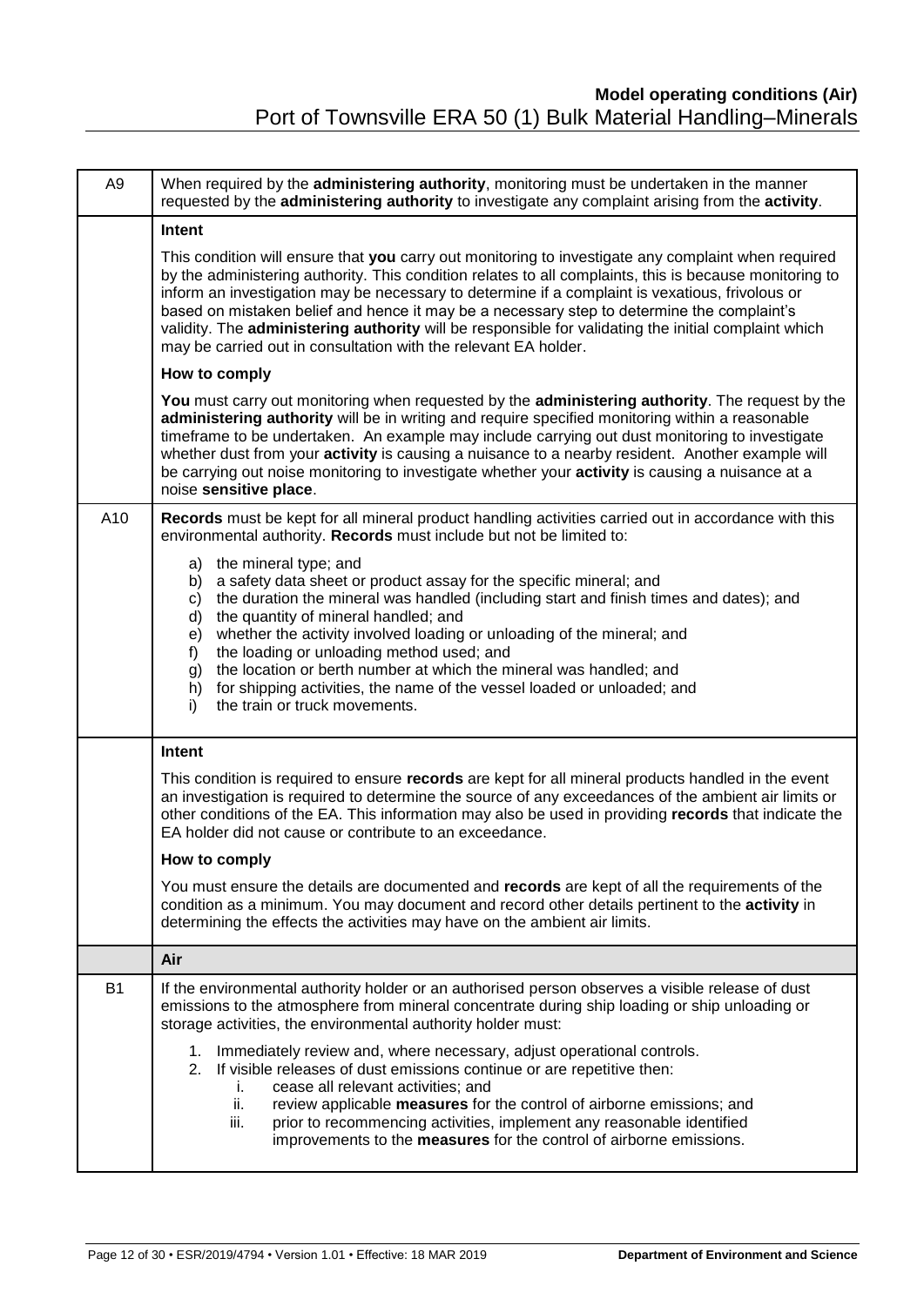| | |
|---|---|
| A9 | When required by the **administering authority**, monitoring must be undertaken in the manner requested by the **administering authority** to investigate any complaint arising from the **activity**. |
| | **Intent**<br><br>This condition will ensure that **you** carry out monitoring to investigate any complaint when required by the administering authority. This condition relates to all complaints, this is because monitoring to inform an investigation may be necessary to determine if a complaint is vexatious, frivolous or based on mistaken belief and hence it may be a necessary step to determine the complaint's validity. The **administering authority** will be responsible for validating the initial complaint which may be carried out in consultation with the relevant EA holder.<br><br>**How to comply**<br><br>**You** must carry out monitoring when requested by the **administering authority**. The request by the **administering authority** will be in writing and require specified monitoring within a reasonable timeframe to be undertaken. An example may include carrying out dust monitoring to investigate whether dust from your **activity** is causing a nuisance to a nearby resident. Another example will be carrying out noise monitoring to investigate whether your **activity** is causing a nuisance at a noise **sensitive place**. |
| A10 | **Records** must be kept for all mineral product handling activities carried out in accordance with this environmental authority. **Records** must include but not be limited to:<br><br>a) the mineral type; and<br>b) a safety data sheet or product assay for the specific mineral; and<br>c) the duration the mineral was handled (including start and finish times and dates); and<br>d) the quantity of mineral handled; and<br>e) whether the activity involved loading or unloading of the mineral; and<br>f) the loading or unloading method used; and<br>g) the location or berth number at which the mineral was handled; and<br>h) for shipping activities, the name of the vessel loaded or unloaded; and<br>i) the train or truck movements. |
| | **Intent**<br><br>This condition is required to ensure **records** are kept for all mineral products handled in the event an investigation is required to determine the source of any exceedances of the ambient air limits or other conditions of the EA. This information may also be used in providing **records** that indicate the EA holder did not cause or contribute to an exceedance.<br><br>**How to comply**<br><br>You must ensure the details are documented and **records** are kept of all the requirements of the condition as a minimum. You may document and record other details pertinent to the **activity** in determining the effects the activities may have on the ambient air limits. |
| | **Air** |
| B1 | If the environmental authority holder or an authorised person observes a visible release of dust emissions to the atmosphere from mineral concentrate during ship loading or ship unloading or storage activities, the environmental authority holder must:<br><br>1. Immediately review and, where necessary, adjust operational controls.<br>2. If visible releases of dust emissions continue or are repetitive then:<br>&nbsp;&nbsp;&nbsp;i. cease all relevant activities; and<br>&nbsp;&nbsp;&nbsp;ii. review applicable **measures** for the control of airborne emissions; and<br>&nbsp;&nbsp;&nbsp;iii. prior to recommencing activities, implement any reasonable identified improvements to the **measures** for the control of airborne emissions. |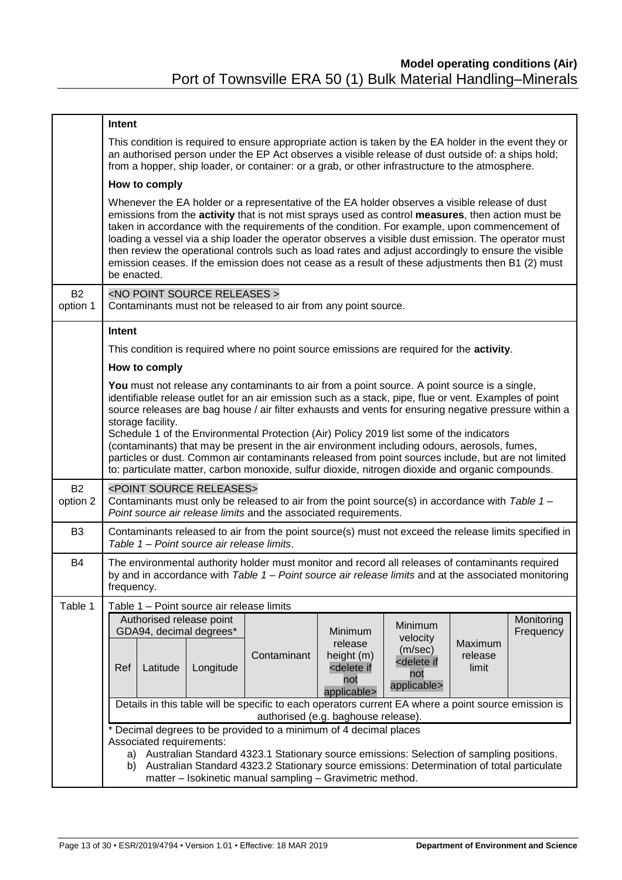| | |
|---|---|
| | **Intent**<br><br>This condition is required to ensure appropriate action is taken by the EA holder in the event they or an authorised person under the EP Act observes a visible release of dust outside of: a ships hold; from a hopper, ship loader, or container: or a grab, or other infrastructure to the atmosphere.<br><br>**How to comply**<br><br>Whenever the EA holder or a representative of the EA holder observes a visible release of dust emissions from the **activity** that is not mist sprays used as control **measures**, then action must be taken in accordance with the requirements of the condition. For example, upon commencement of loading a vessel via a ship loader the operator observes a visible dust emission. The operator must then review the operational controls such as load rates and adjust accordingly to ensure the visible emission ceases. If the emission does not cease as a result of these adjustments then B1 (2) must be enacted. |
| B2 option 1 | <NO POINT SOURCE RELEASES ><br>Contaminants must not be released to air from any point source. |
| | **Intent**<br><br>This condition is required where no point source emissions are required for the **activity**.<br><br>**How to comply**<br><br>**You** must not release any contaminants to air from a point source. A point source is a single, identifiable release outlet for an air emission such as a stack, pipe, flue or vent. Examples of point source releases are bag house / air filter exhausts and vents for ensuring negative pressure within a storage facility.<br>Schedule 1 of the Environmental Protection (Air) Policy 2019 list some of the indicators (contaminants) that may be present in the air environment including odours, aerosols, fumes, particles or dust. Common air contaminants released from point sources include, but are not limited to: particulate matter, carbon monoxide, sulfur dioxide, nitrogen dioxide and organic compounds. |
| B2 option 2 | <POINT SOURCE RELEASES><br>Contaminants must only be released to air from the point source(s) in accordance with *Table 1 – Point source air release limits* and the associated requirements. |
| B3 | Contaminants released to air from the point source(s) must not exceed the release limits specified in *Table 1 – Point source air release limits*. |
| B4 | The environmental authority holder must monitor and record all releases of contaminants required by and in accordance with *Table 1 – Point source air release limits* and at the associated monitoring frequency. |
| Table 1 | Table 1 – Point source air release limits |

| Authorised release point GDA94, decimal degrees* | | | Contaminant | Minimum release height (m) <delete if not applicable> | Minimum velocity (m/sec) <delete if not applicable> | Maximum release limit | Monitoring Frequency |
|---|---|---|---|---|---|---|---|
| Ref | Latitude | Longitude | | | | | |
| Details in this table will be specific to each operators current EA where a point source emission is authorised (e.g. baghouse release). | | | | | | | |

\* Decimal degrees to be provided to a minimum of 4 decimal places

Associated requirements:

a) Australian Standard 4323.1 Stationary source emissions: Selection of sampling positions.
b) Australian Standard 4323.2 Stationary source emissions: Determination of total particulate matter – Isokinetic manual sampling – Gravimetric method.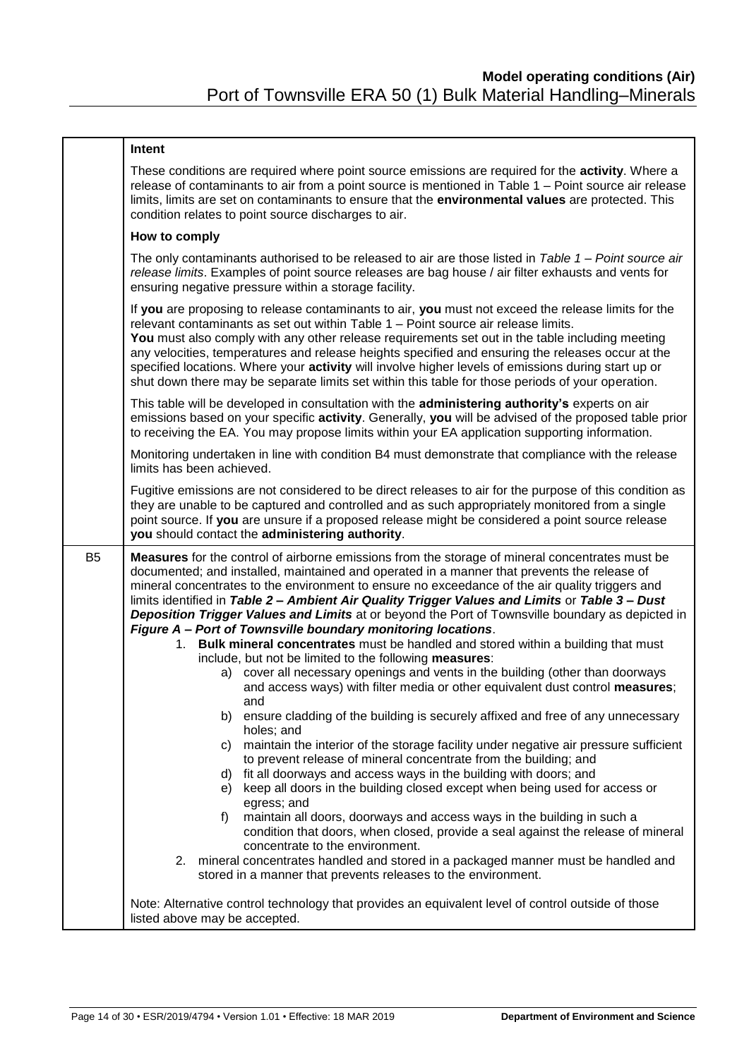| | **Intent** |
|---|---|
| | These conditions are required where point source emissions are required for the **activity**. Where a release of contaminants to air from a point source is mentioned in Table 1 – Point source air release limits, limits are set on contaminants to ensure that the **environmental values** are protected. This condition relates to point source discharges to air. |
| | **How to comply** |
| | The only contaminants authorised to be released to air are those listed in *Table 1 – Point source air release limits*. Examples of point source releases are bag house / air filter exhausts and vents for ensuring negative pressure within a storage facility. |
| | If **you** are proposing to release contaminants to air, **you** must not exceed the release limits for the relevant contaminants as set out within Table 1 – Point source air release limits. **You** must also comply with any other release requirements set out in the table including meeting any velocities, temperatures and release heights specified and ensuring the releases occur at the specified locations. Where your **activity** will involve higher levels of emissions during start up or shut down there may be separate limits set within this table for those periods of your operation. |
| | This table will be developed in consultation with the **administering authority's** experts on air emissions based on your specific **activity**. Generally, **you** will be advised of the proposed table prior to receiving the EA. You may propose limits within your EA application supporting information. |
| | Monitoring undertaken in line with condition B4 must demonstrate that compliance with the release limits has been achieved. |
| | Fugitive emissions are not considered to be direct releases to air for the purpose of this condition as they are unable to be captured and controlled and as such appropriately monitored from a single point source. If **you** are unsure if a proposed release might be considered a point source release **you** should contact the **administering authority**. |
| B5 | **Measures** for the control of airborne emissions from the storage of mineral concentrates must be documented; and installed, maintained and operated in a manner that prevents the release of mineral concentrates to the environment to ensure no exceedance of the air quality triggers and limits identified in ***Table 2 – Ambient Air Quality Trigger Values and Limits*** or ***Table 3 – Dust Deposition Trigger Values and Limits*** at or beyond the Port of Townsville boundary as depicted in ***Figure A – Port of Townsville boundary monitoring locations***.<br>1. **Bulk mineral concentrates** must be handled and stored within a building that must include, but not be limited to the following **measures**:<br>a) cover all necessary openings and vents in the building (other than doorways and access ways) with filter media or other equivalent dust control **measures**; and<br>b) ensure cladding of the building is securely affixed and free of any unnecessary holes; and<br>c) maintain the interior of the storage facility under negative air pressure sufficient to prevent release of mineral concentrate from the building; and<br>d) fit all doorways and access ways in the building with doors; and<br>e) keep all doors in the building closed except when being used for access or egress; and<br>f) maintain all doors, doorways and access ways in the building in such a condition that doors, when closed, provide a seal against the release of mineral concentrate to the environment.<br>2. mineral concentrates handled and stored in a packaged manner must be handled and stored in a manner that prevents releases to the environment.<br><br>Note: Alternative control technology that provides an equivalent level of control outside of those listed above may be accepted. |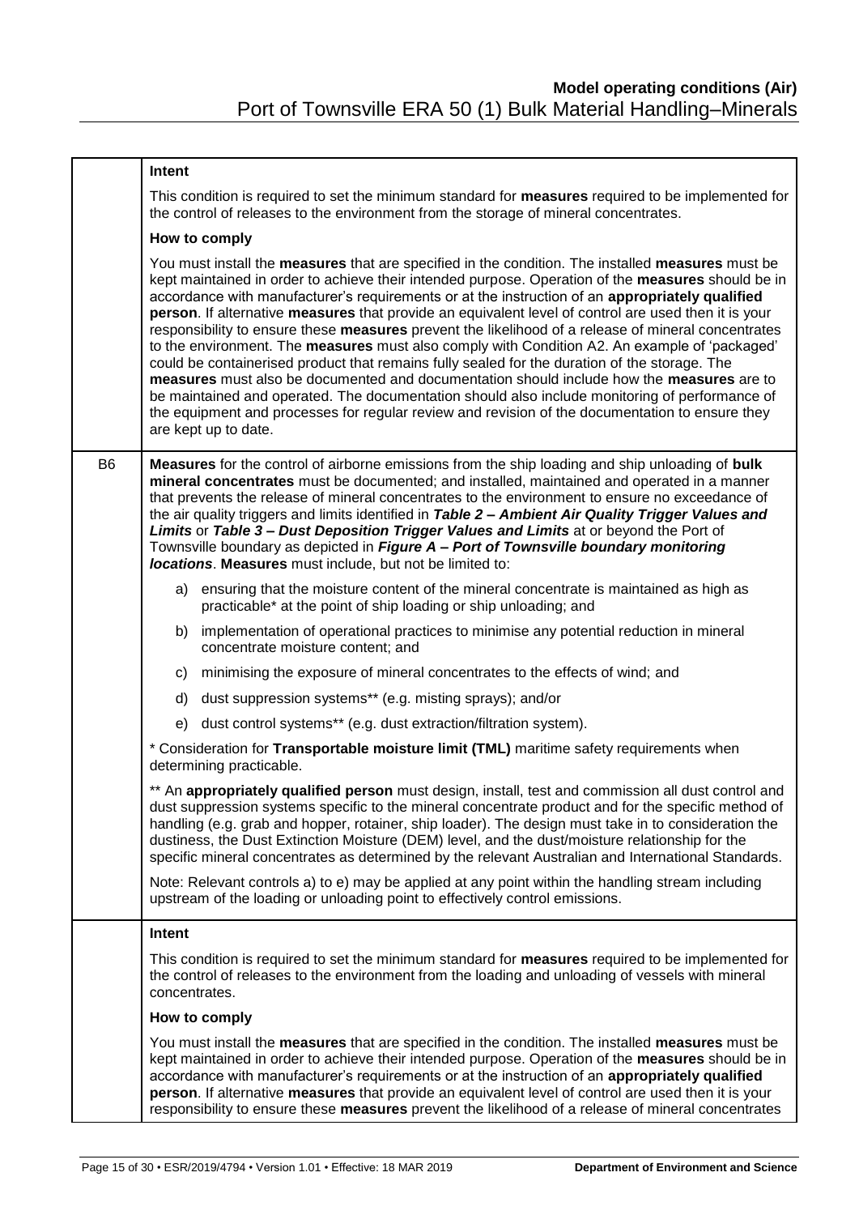| | |
|---|---|
| | **Intent**<br><br>This condition is required to set the minimum standard for **measures** required to be implemented for the control of releases to the environment from the storage of mineral concentrates.<br><br>**How to comply**<br><br>You must install the **measures** that are specified in the condition. The installed **measures** must be kept maintained in order to achieve their intended purpose. Operation of the **measures** should be in accordance with manufacturer's requirements or at the instruction of an **appropriately qualified person**. If alternative **measures** that provide an equivalent level of control are used then it is your responsibility to ensure these **measures** prevent the likelihood of a release of mineral concentrates to the environment. The **measures** must also comply with Condition A2. An example of 'packaged' could be containerised product that remains fully sealed for the duration of the storage. The **measures** must also be documented and documentation should include how the **measures** are to be maintained and operated. The documentation should also include monitoring of performance of the equipment and processes for regular review and revision of the documentation to ensure they are kept up to date. |
| B6 | **Measures** for the control of airborne emissions from the ship loading and ship unloading of **bulk mineral concentrates** must be documented; and installed, maintained and operated in a manner that prevents the release of mineral concentrates to the environment to ensure no exceedance of the air quality triggers and limits identified in ***Table 2 – Ambient Air Quality Trigger Values and Limits*** or ***Table 3 – Dust Deposition Trigger Values and Limits*** at or beyond the Port of Townsville boundary as depicted in ***Figure A – Port of Townsville boundary monitoring locations***. **Measures** must include, but not be limited to:<br><br>a) ensuring that the moisture content of the mineral concentrate is maintained as high as practicable* at the point of ship loading or ship unloading; and<br><br>b) implementation of operational practices to minimise any potential reduction in mineral concentrate moisture content; and<br><br>c) minimising the exposure of mineral concentrates to the effects of wind; and<br><br>d) dust suppression systems** (e.g. misting sprays); and/or<br><br>e) dust control systems** (e.g. dust extraction/filtration system).<br><br>* Consideration for **Transportable moisture limit (TML)** maritime safety requirements when determining practicable.<br><br>** An **appropriately qualified person** must design, install, test and commission all dust control and dust suppression systems specific to the mineral concentrate product and for the specific method of handling (e.g. grab and hopper, rotainer, ship loader). The design must take in to consideration the dustiness, the Dust Extinction Moisture (DEM) level, and the dust/moisture relationship for the specific mineral concentrates as determined by the relevant Australian and International Standards.<br><br>Note: Relevant controls a) to e) may be applied at any point within the handling stream including upstream of the loading or unloading point to effectively control emissions. |
| | **Intent**<br><br>This condition is required to set the minimum standard for **measures** required to be implemented for the control of releases to the environment from the loading and unloading of vessels with mineral concentrates.<br><br>**How to comply**<br><br>You must install the **measures** that are specified in the condition. The installed **measures** must be kept maintained in order to achieve their intended purpose. Operation of the **measures** should be in accordance with manufacturer's requirements or at the instruction of an **appropriately qualified person**. If alternative **measures** that provide an equivalent level of control are used then it is your responsibility to ensure these **measures** prevent the likelihood of a release of mineral concentrates |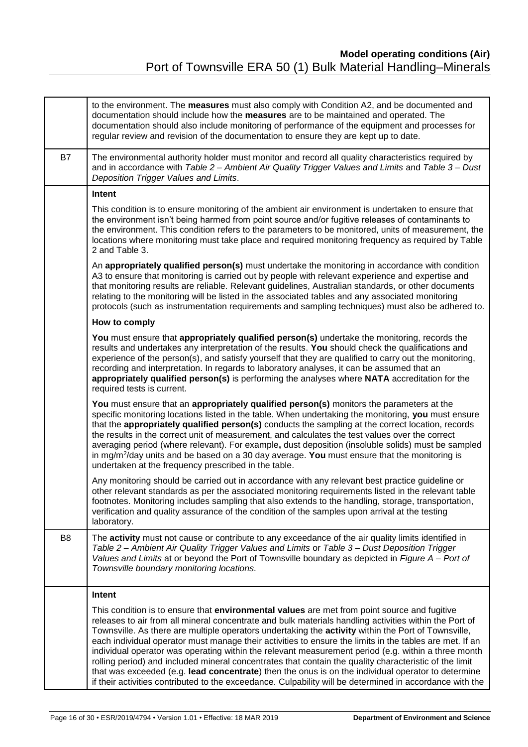| | |
|---|---|
| | to the environment. The **measures** must also comply with Condition A2, and be documented and documentation should include how the **measures** are to be maintained and operated. The documentation should also include monitoring of performance of the equipment and processes for regular review and revision of the documentation to ensure they are kept up to date. |
| B7 | The environmental authority holder must monitor and record all quality characteristics required by and in accordance with *Table 2 – Ambient Air Quality Trigger Values and Limits* and *Table 3 – Dust Deposition Trigger Values and Limits*. |
| | **Intent**<br><br>This condition is to ensure monitoring of the ambient air environment is undertaken to ensure that the environment isn't being harmed from point source and/or fugitive releases of contaminants to the environment. This condition refers to the parameters to be monitored, units of measurement, the locations where monitoring must take place and required monitoring frequency as required by Table 2 and Table 3.<br><br>An **appropriately qualified person(s)** must undertake the monitoring in accordance with condition A3 to ensure that monitoring is carried out by people with relevant experience and expertise and that monitoring results are reliable. Relevant guidelines, Australian standards, or other documents relating to the monitoring will be listed in the associated tables and any associated monitoring protocols (such as instrumentation requirements and sampling techniques) must also be adhered to.<br><br>**How to comply**<br><br>**You** must ensure that **appropriately qualified person(s)** undertake the monitoring, records the results and undertakes any interpretation of the results. **You** should check the qualifications and experience of the person(s), and satisfy yourself that they are qualified to carry out the monitoring, recording and interpretation. In regards to laboratory analyses, it can be assumed that an **appropriately qualified person(s)** is performing the analyses where **NATA** accreditation for the required tests is current.<br><br>**You** must ensure that an **appropriately qualified person(s)** monitors the parameters at the specific monitoring locations listed in the table. When undertaking the monitoring, **you** must ensure that the **appropriately qualified person(s)** conducts the sampling at the correct location, records the results in the correct unit of measurement, and calculates the test values over the correct averaging period (where relevant). For example**,** dust deposition (insoluble solids) must be sampled in mg/m$^2$/day units and be based on a 30 day average. **You** must ensure that the monitoring is undertaken at the frequency prescribed in the table.<br><br>Any monitoring should be carried out in accordance with any relevant best practice guideline or other relevant standards as per the associated monitoring requirements listed in the relevant table footnotes. Monitoring includes sampling that also extends to the handling, storage, transportation, verification and quality assurance of the condition of the samples upon arrival at the testing laboratory. |
| B8 | The **activity** must not cause or contribute to any exceedance of the air quality limits identified in *Table 2 – Ambient Air Quality Trigger Values and Limits* or *Table 3 – Dust Deposition Trigger Values and Limits* at or beyond the Port of Townsville boundary as depicted in *Figure A – Port of Townsville boundary monitoring locations.* |
| | **Intent**<br><br>This condition is to ensure that **environmental values** are met from point source and fugitive releases to air from all mineral concentrate and bulk materials handling activities within the Port of Townsville. As there are multiple operators undertaking the **activity** within the Port of Townsville, each individual operator must manage their activities to ensure the limits in the tables are met. If an individual operator was operating within the relevant measurement period (e.g. within a three month rolling period) and included mineral concentrates that contain the quality characteristic of the limit that was exceeded (e.g. **lead concentrate**) then the onus is on the individual operator to determine if their activities contributed to the exceedance. Culpability will be determined in accordance with the |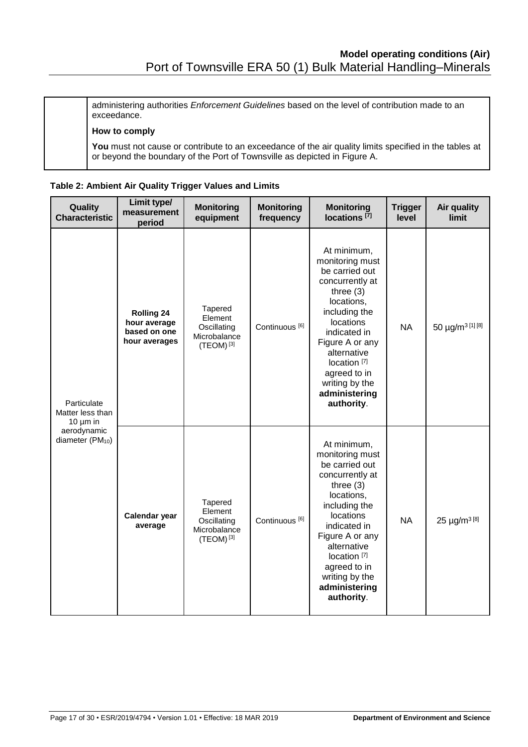| | administering authorities *Enforcement Guidelines* based on the level of contribution made to an exceedance.<br><br>**How to comply**<br><br>**You** must not cause or contribute to an exceedance of the air quality limits specified in the tables at or beyond the boundary of the Port of Townsville as depicted in Figure A. |
|---|---|

**Table 2: Ambient Air Quality Trigger Values and Limits**

| Quality Characteristic | Limit type/ measurement period | Monitoring equipment | Monitoring frequency | Monitoring locations [7] | Trigger level | Air quality limit |
|---|---|---|---|---|---|---|
| Particulate Matter less than 10 µm in aerodynamic diameter ($PM_{10}$) | **Rolling 24 hour average based on one hour averages** | Tapered Element Oscillating Microbalance (TEOM) [3] | Continuous [6] | At minimum, monitoring must be carried out concurrently at three (3) locations, including the locations indicated in Figure A or any alternative location [7] agreed to in writing by the **administering authority**. | NA | 50 µg/m$^3$ [1] [8] |
| | **Calendar year average** | Tapered Element Oscillating Microbalance (TEOM) [3] | Continuous [6] | At minimum, monitoring must be carried out concurrently at three (3) locations, including the locations indicated in Figure A or any alternative location [7] agreed to in writing by the **administering authority**. | NA | 25 µg/m$^3$ [8] |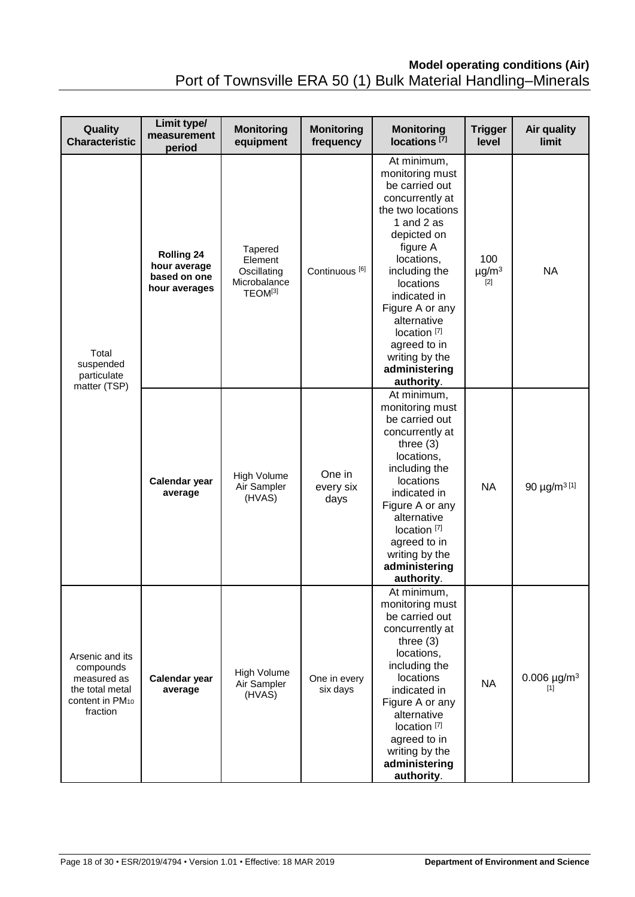| Quality Characteristic | Limit type/ measurement period | Monitoring equipment | Monitoring frequency | Monitoring locations [7] | Trigger level | Air quality limit |
|---|---|---|---|---|---|---|
| Total suspended particulate matter (TSP) | **Rolling 24 hour average based on one hour averages** | Tapered Element Oscillating Microbalance TEOM[3] | Continuous [6] | At minimum, monitoring must be carried out concurrently at the two locations 1 and 2 as depicted on figure A locations, including the locations indicated in Figure A or any alternative location [7] agreed to in writing by the **administering authority**. | 100 $\mu g/m^3$ [2] | NA |
| | **Calendar year average** | High Volume Air Sampler (HVAS) | One in every six days | At minimum, monitoring must be carried out concurrently at three (3) locations, including the locations indicated in Figure A or any alternative location [7] agreed to in writing by the **administering authority**. | NA | 90 $\mu g/m^3$ [1] |
| Arsenic and its compounds measured as the total metal content in $PM_{10}$ fraction | **Calendar year average** | High Volume Air Sampler (HVAS) | One in every six days | At minimum, monitoring must be carried out concurrently at three (3) locations, including the locations indicated in Figure A or any alternative location [7] agreed to in writing by the **administering authority**. | NA | 0.006 $\mu g/m^3$ [1] |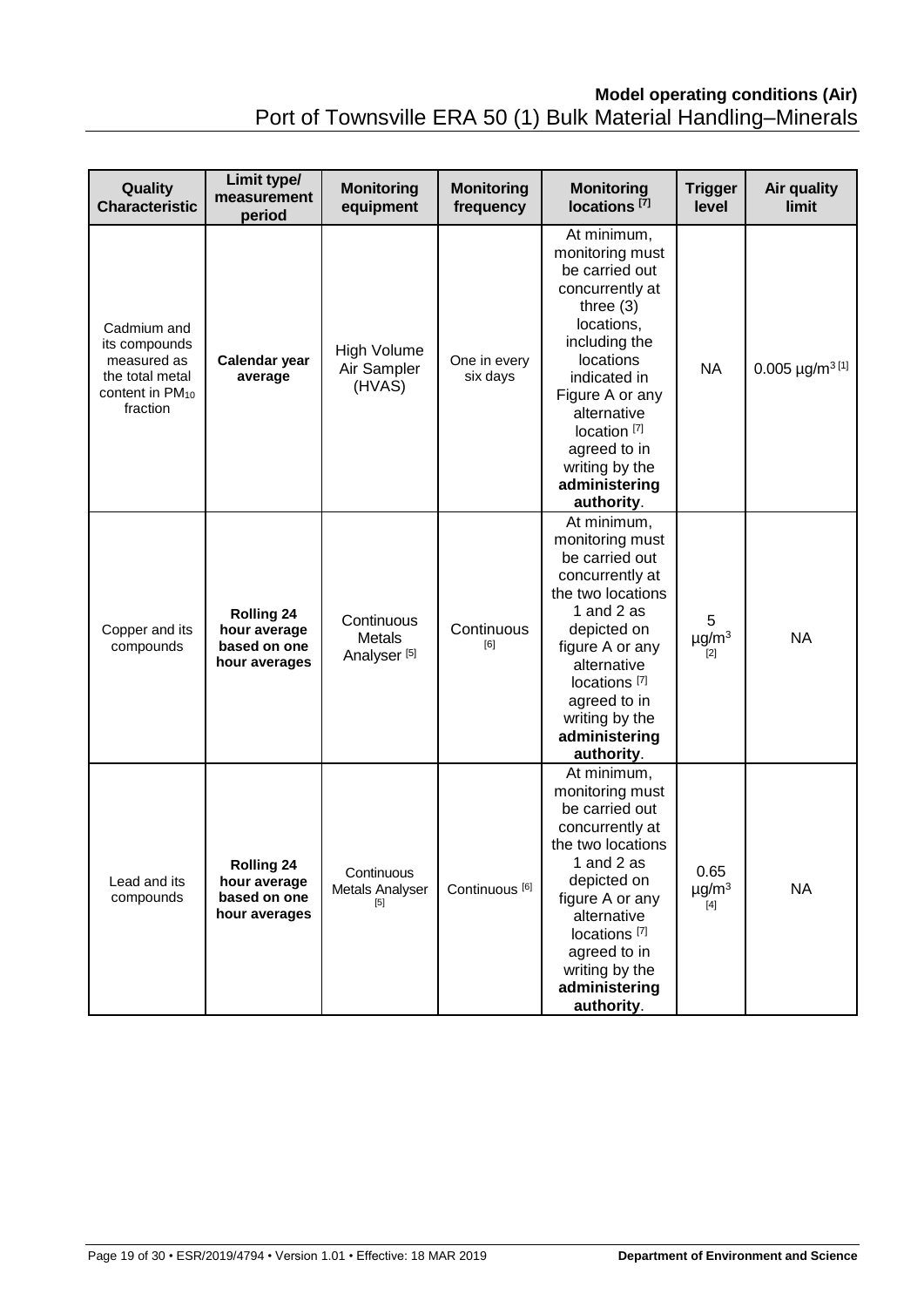| Quality Characteristic | Limit type/ measurement period | Monitoring equipment | Monitoring frequency | Monitoring locations [7] | Trigger level | Air quality limit |
|---|---|---|---|---|---|---|
| Cadmium and its compounds measured as the total metal content in $PM_{10}$ fraction | **Calendar year average** | High Volume Air Sampler (HVAS) | One in every six days | At minimum, monitoring must be carried out concurrently at three (3) locations, including the locations indicated in Figure A or any alternative location [7] agreed to in writing by the **administering authority**. | NA | 0.005 µg/m$^3$ [1] |
| Copper and its compounds | **Rolling 24 hour average based on one hour averages** | Continuous Metals Analyser [5] | Continuous [6] | At minimum, monitoring must be carried out concurrently at the two locations 1 and 2 as depicted on figure A or any alternative locations [7] agreed to in writing by the **administering authority**. | 5 µg/m$^3$ [2] | NA |
| Lead and its compounds | **Rolling 24 hour average based on one hour averages** | Continuous Metals Analyser [5] | Continuous [6] | At minimum, monitoring must be carried out concurrently at the two locations 1 and 2 as depicted on figure A or any alternative locations [7] agreed to in writing by the **administering authority**. | 0.65 µg/m$^3$ [4] | NA |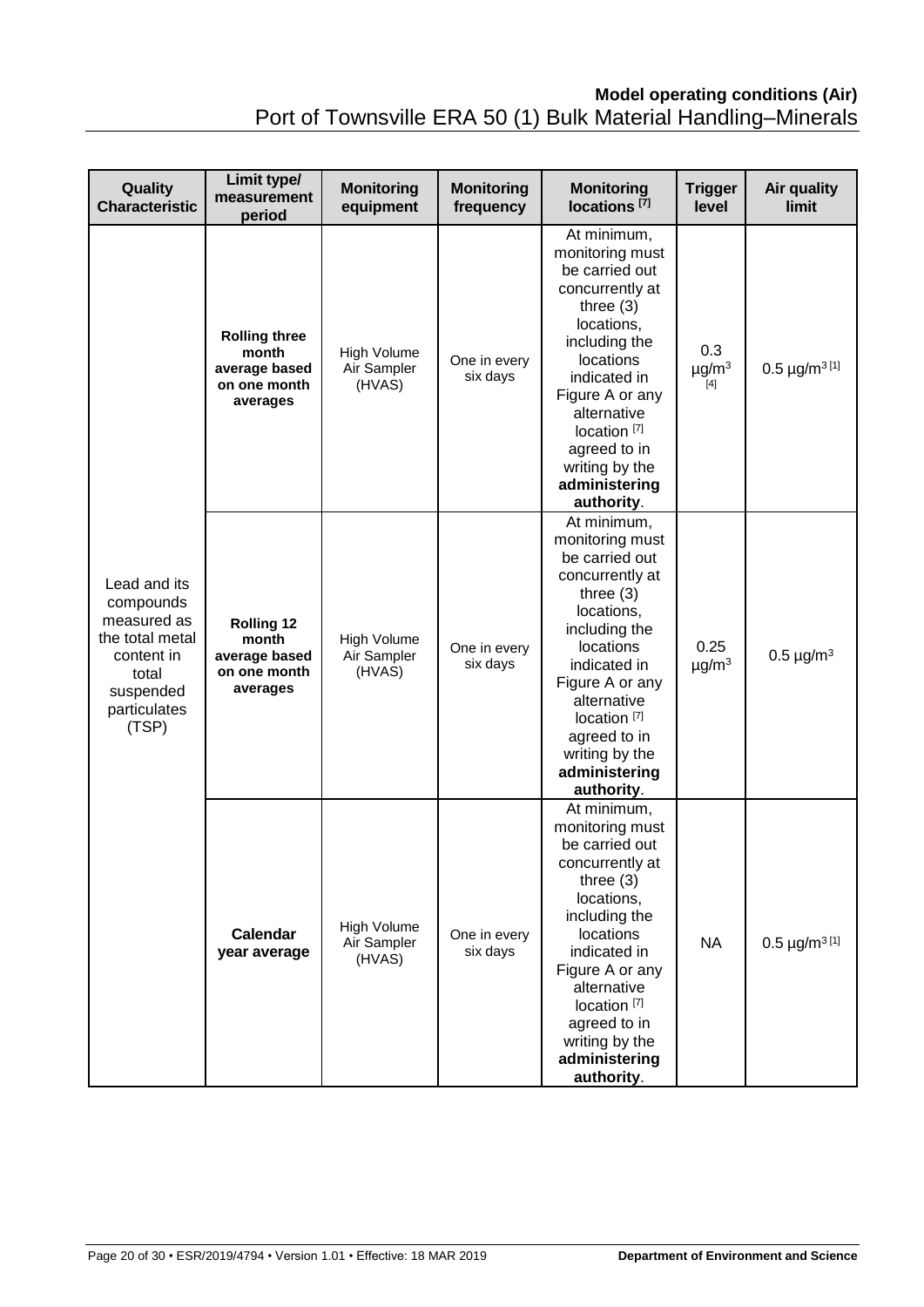| Quality Characteristic | Limit type/ measurement period | Monitoring equipment | Monitoring frequency | Monitoring locations [7] | Trigger level | Air quality limit |
|---|---|---|---|---|---|---|
| Lead and its compounds measured as the total metal content in total suspended particulates (TSP) | **Rolling three month average based on one month averages** | High Volume Air Sampler (HVAS) | One in every six days | At minimum, monitoring must be carried out concurrently at three (3) locations, including the locations indicated in Figure A or any alternative location [7] agreed to in writing by the **administering authority**. | 0.3 µg/m³ [4] | 0.5 µg/m³ [1] |
| | **Rolling 12 month average based on one month averages** | High Volume Air Sampler (HVAS) | One in every six days | At minimum, monitoring must be carried out concurrently at three (3) locations, including the locations indicated in Figure A or any alternative location [7] agreed to in writing by the **administering authority**. | 0.25 µg/m³ | 0.5 µg/m³ |
| | **Calendar year average** | High Volume Air Sampler (HVAS) | One in every six days | At minimum, monitoring must be carried out concurrently at three (3) locations, including the locations indicated in Figure A or any alternative location [7] agreed to in writing by the **administering authority**. | NA | 0.5 µg/m³ [1] |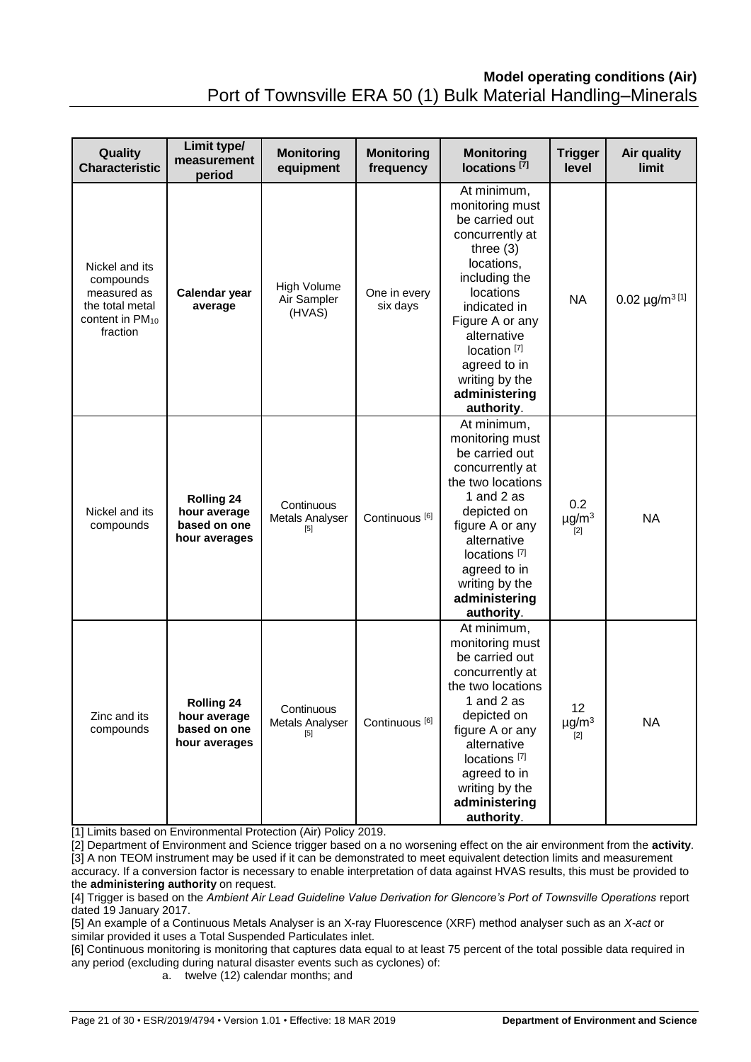| Quality Characteristic | Limit type/ measurement period | Monitoring equipment | Monitoring frequency | Monitoring locations [7] | Trigger level | Air quality limit |
|---|---|---|---|---|---|---|
| Nickel and its compounds measured as the total metal content in $PM_{10}$ fraction | **Calendar year average** | High Volume Air Sampler (HVAS) | One in every six days | At minimum, monitoring must be carried out concurrently at three (3) locations, including the locations indicated in Figure A or any alternative location [7] agreed to in writing by the **administering authority**. | NA | 0.02 µg/m$^3$ [1] |
| Nickel and its compounds | **Rolling 24 hour average based on one hour averages** | Continuous Metals Analyser [5] | Continuous [6] | At minimum, monitoring must be carried out concurrently at the two locations 1 and 2 as depicted on figure A or any alternative locations [7] agreed to in writing by the **administering authority**. | 0.2 µg/m$^3$ [2] | NA |
| Zinc and its compounds | **Rolling 24 hour average based on one hour averages** | Continuous Metals Analyser [5] | Continuous [6] | At minimum, monitoring must be carried out concurrently at the two locations 1 and 2 as depicted on figure A or any alternative locations [7] agreed to in writing by the **administering authority**. | 12 µg/m$^3$ [2] | NA |

[1] Limits based on Environmental Protection (Air) Policy 2019.

[2] Department of Environment and Science trigger based on a no worsening effect on the air environment from the **activity**.

[3] A non TEOM instrument may be used if it can be demonstrated to meet equivalent detection limits and measurement accuracy. If a conversion factor is necessary to enable interpretation of data against HVAS results, this must be provided to the **administering authority** on request.

[4] Trigger is based on the *Ambient Air Lead Guideline Value Derivation for Glencore's Port of Townsville Operations* report dated 19 January 2017.

[5] An example of a Continuous Metals Analyser is an X-ray Fluorescence (XRF) method analyser such as an *X-act* or similar provided it uses a Total Suspended Particulates inlet.

[6] Continuous monitoring is monitoring that captures data equal to at least 75 percent of the total possible data required in any period (excluding during natural disaster events such as cyclones) of:

a. twelve (12) calendar months; and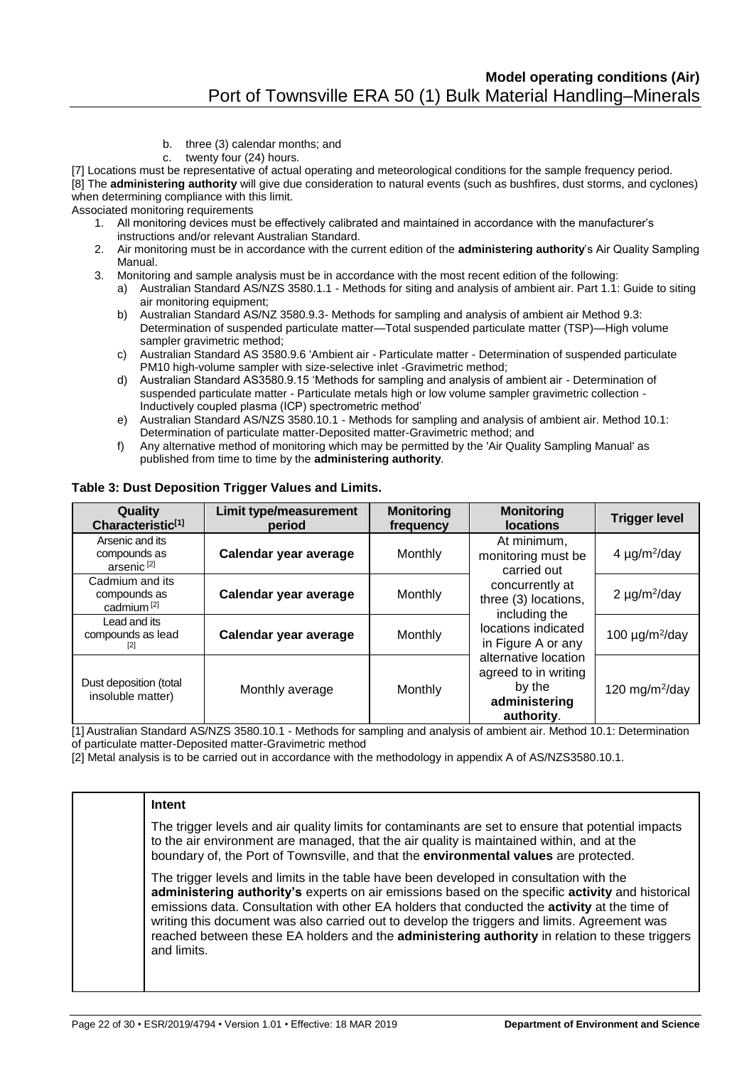b. three (3) calendar months; and
c. twenty four (24) hours.

[7] Locations must be representative of actual operating and meteorological conditions for the sample frequency period.
[8] The **administering authority** will give due consideration to natural events (such as bushfires, dust storms, and cyclones) when determining compliance with this limit.

Associated monitoring requirements

1. All monitoring devices must be effectively calibrated and maintained in accordance with the manufacturer's instructions and/or relevant Australian Standard.
2. Air monitoring must be in accordance with the current edition of the **administering authority**'s Air Quality Sampling Manual.
3. Monitoring and sample analysis must be in accordance with the most recent edition of the following:
   a) Australian Standard AS/NZS 3580.1.1 - Methods for siting and analysis of ambient air. Part 1.1: Guide to siting air monitoring equipment;
   b) Australian Standard AS/NZ 3580.9.3- Methods for sampling and analysis of ambient air Method 9.3: Determination of suspended particulate matter—Total suspended particulate matter (TSP)—High volume sampler gravimetric method;
   c) Australian Standard AS 3580.9.6 'Ambient air - Particulate matter - Determination of suspended particulate PM10 high-volume sampler with size-selective inlet -Gravimetric method;
   d) Australian Standard AS3580.9.15 'Methods for sampling and analysis of ambient air - Determination of suspended particulate matter - Particulate metals high or low volume sampler gravimetric collection - Inductively coupled plasma (ICP) spectrometric method'
   e) Australian Standard AS/NZS 3580.10.1 - Methods for sampling and analysis of ambient air. Method 10.1: Determination of particulate matter-Deposited matter-Gravimetric method; and
   f) Any alternative method of monitoring which may be permitted by the 'Air Quality Sampling Manual' as published from time to time by the **administering authority**.

**Table 3: Dust Deposition Trigger Values and Limits.**

| Quality Characteristic[1] | Limit type/measurement period | Monitoring frequency | Monitoring locations | Trigger level |
|---|---|---|---|---|
| Arsenic and its compounds as arsenic [2] | **Calendar year average** | Monthly | At minimum, monitoring must be carried out concurrently at three (3) locations, including the locations indicated in Figure A or any alternative location agreed to in writing by the **administering authority**. | 4 µg/m$^2$/day |
| Cadmium and its compounds as cadmium [2] | **Calendar year average** | Monthly | | 2 µg/m$^2$/day |
| Lead and its compounds as lead [2] | **Calendar year average** | Monthly | | 100 µg/m$^2$/day |
| Dust deposition (total insoluble matter) | Monthly average | Monthly | | 120 mg/m$^2$/day |

[1] Australian Standard AS/NZS 3580.10.1 - Methods for sampling and analysis of ambient air. Method 10.1: Determination of particulate matter-Deposited matter-Gravimetric method
[2] Metal analysis is to be carried out in accordance with the methodology in appendix A of AS/NZS3580.10.1.

| | **Intent** <br><br> The trigger levels and air quality limits for contaminants are set to ensure that potential impacts to the air environment are managed, that the air quality is maintained within, and at the boundary of, the Port of Townsville, and that the **environmental values** are protected. <br><br> The trigger levels and limits in the table have been developed in consultation with the **administering authority's** experts on air emissions based on the specific **activity** and historical emissions data. Consultation with other EA holders that conducted the **activity** at the time of writing this document was also carried out to develop the triggers and limits. Agreement was reached between these EA holders and the **administering authority** in relation to these triggers and limits. |
|---|---|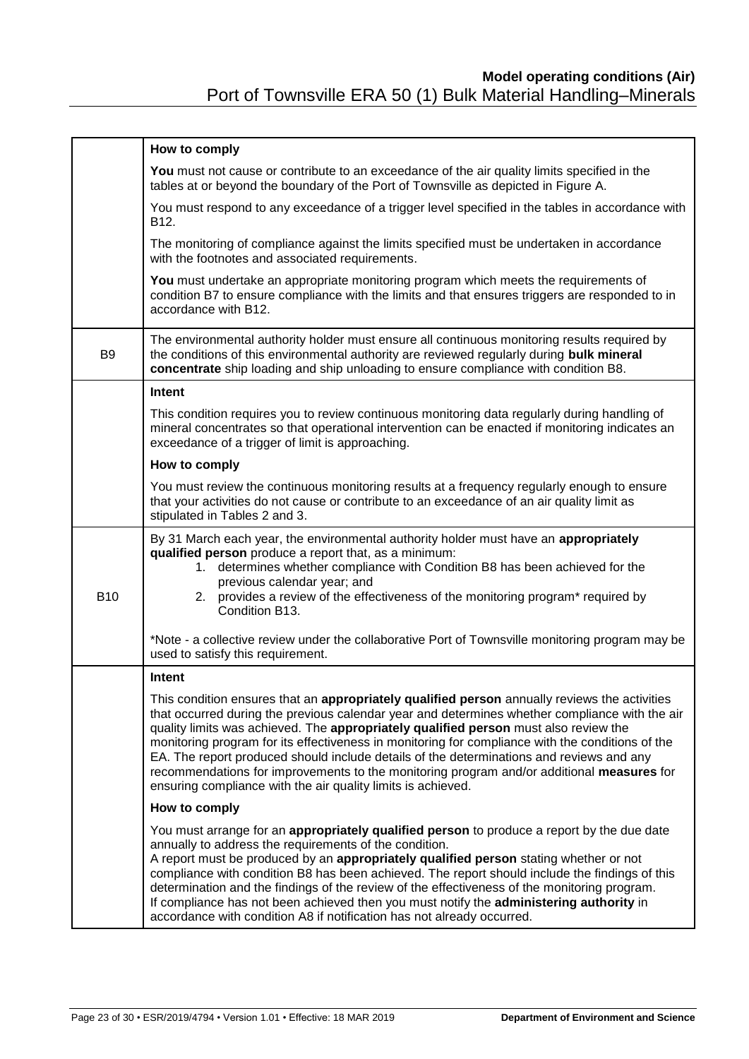| | |
|---|---|
| | **How to comply**<br><br>**You** must not cause or contribute to an exceedance of the air quality limits specified in the tables at or beyond the boundary of the Port of Townsville as depicted in Figure A.<br><br>You must respond to any exceedance of a trigger level specified in the tables in accordance with B12.<br><br>The monitoring of compliance against the limits specified must be undertaken in accordance with the footnotes and associated requirements.<br><br>**You** must undertake an appropriate monitoring program which meets the requirements of condition B7 to ensure compliance with the limits and that ensures triggers are responded to in accordance with B12. |
| B9 | The environmental authority holder must ensure all continuous monitoring results required by the conditions of this environmental authority are reviewed regularly during **bulk mineral concentrate** ship loading and ship unloading to ensure compliance with condition B8. |
| | **Intent**<br><br>This condition requires you to review continuous monitoring data regularly during handling of mineral concentrates so that operational intervention can be enacted if monitoring indicates an exceedance of a trigger of limit is approaching.<br><br>**How to comply**<br><br>You must review the continuous monitoring results at a frequency regularly enough to ensure that your activities do not cause or contribute to an exceedance of an air quality limit as stipulated in Tables 2 and 3. |
| B10 | By 31 March each year, the environmental authority holder must have an **appropriately qualified person** produce a report that, as a minimum:<br>1. determines whether compliance with Condition B8 has been achieved for the previous calendar year; and<br>2. provides a review of the effectiveness of the monitoring program* required by Condition B13.<br><br>*Note - a collective review under the collaborative Port of Townsville monitoring program may be used to satisfy this requirement. |
| | **Intent**<br><br>This condition ensures that an **appropriately qualified person** annually reviews the activities that occurred during the previous calendar year and determines whether compliance with the air quality limits was achieved. The **appropriately qualified person** must also review the monitoring program for its effectiveness in monitoring for compliance with the conditions of the EA. The report produced should include details of the determinations and reviews and any recommendations for improvements to the monitoring program and/or additional **measures** for ensuring compliance with the air quality limits is achieved.<br><br>**How to comply**<br><br>You must arrange for an **appropriately qualified person** to produce a report by the due date annually to address the requirements of the condition.<br>A report must be produced by an **appropriately qualified person** stating whether or not compliance with condition B8 has been achieved. The report should include the findings of this determination and the findings of the review of the effectiveness of the monitoring program.<br>If compliance has not been achieved then you must notify the **administering authority** in accordance with condition A8 if notification has not already occurred. |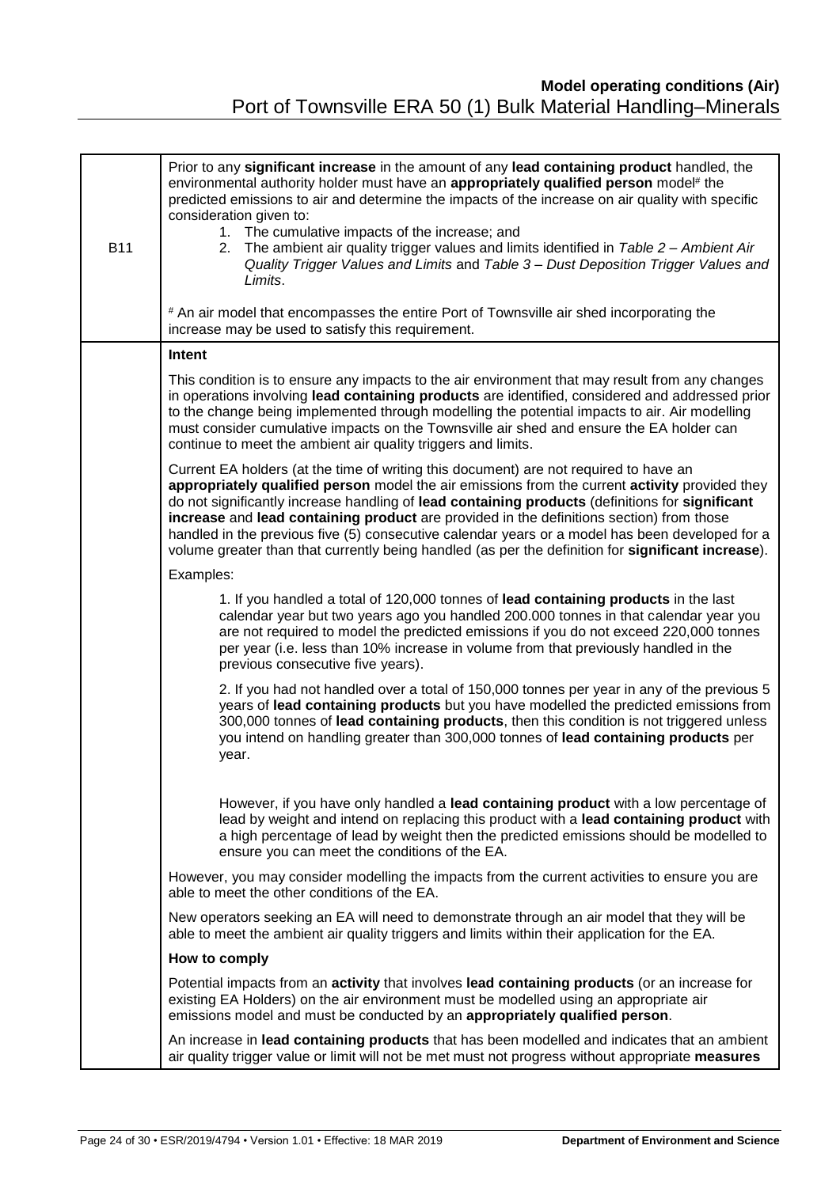| | |
|---|---|
| B11 | Prior to any **significant increase** in the amount of any **lead containing product** handled, the environmental authority holder must have an **appropriately qualified person** model[#] the predicted emissions to air and determine the impacts of the increase on air quality with specific consideration given to:<br>1. The cumulative impacts of the increase; and<br>2. The ambient air quality trigger values and limits identified in *Table 2 – Ambient Air Quality Trigger Values and Limits* and *Table 3 – Dust Deposition Trigger Values and Limits*.<br><br>[#] An air model that encompasses the entire Port of Townsville air shed incorporating the increase may be used to satisfy this requirement. |
| | **Intent**<br><br>This condition is to ensure any impacts to the air environment that may result from any changes in operations involving **lead containing products** are identified, considered and addressed prior to the change being implemented through modelling the potential impacts to air. Air modelling must consider cumulative impacts on the Townsville air shed and ensure the EA holder can continue to meet the ambient air quality triggers and limits.<br><br>Current EA holders (at the time of writing this document) are not required to have an **appropriately qualified person** model the air emissions from the current **activity** provided they do not significantly increase handling of **lead containing products** (definitions for **significant increase** and **lead containing product** are provided in the definitions section) from those handled in the previous five (5) consecutive calendar years or a model has been developed for a volume greater than that currently being handled (as per the definition for **significant increase**).<br><br>Examples:<br><br>1. If you handled a total of 120,000 tonnes of **lead containing products** in the last calendar year but two years ago you handled 200.000 tonnes in that calendar year you are not required to model the predicted emissions if you do not exceed 220,000 tonnes per year (i.e. less than 10% increase in volume from that previously handled in the previous consecutive five years).<br><br>2. If you had not handled over a total of 150,000 tonnes per year in any of the previous 5 years of **lead containing products** but you have modelled the predicted emissions from 300,000 tonnes of **lead containing products**, then this condition is not triggered unless you intend on handling greater than 300,000 tonnes of **lead containing products** per year.<br><br>However, if you have only handled a **lead containing product** with a low percentage of lead by weight and intend on replacing this product with a **lead containing product** with a high percentage of lead by weight then the predicted emissions should be modelled to ensure you can meet the conditions of the EA.<br><br>However, you may consider modelling the impacts from the current activities to ensure you are able to meet the other conditions of the EA.<br><br>New operators seeking an EA will need to demonstrate through an air model that they will be able to meet the ambient air quality triggers and limits within their application for the EA.<br><br>**How to comply**<br><br>Potential impacts from an **activity** that involves **lead containing products** (or an increase for existing EA Holders) on the air environment must be modelled using an appropriate air emissions model and must be conducted by an **appropriately qualified person**.<br><br>An increase in **lead containing products** that has been modelled and indicates that an ambient air quality trigger value or limit will not be met must not progress without appropriate **measures** |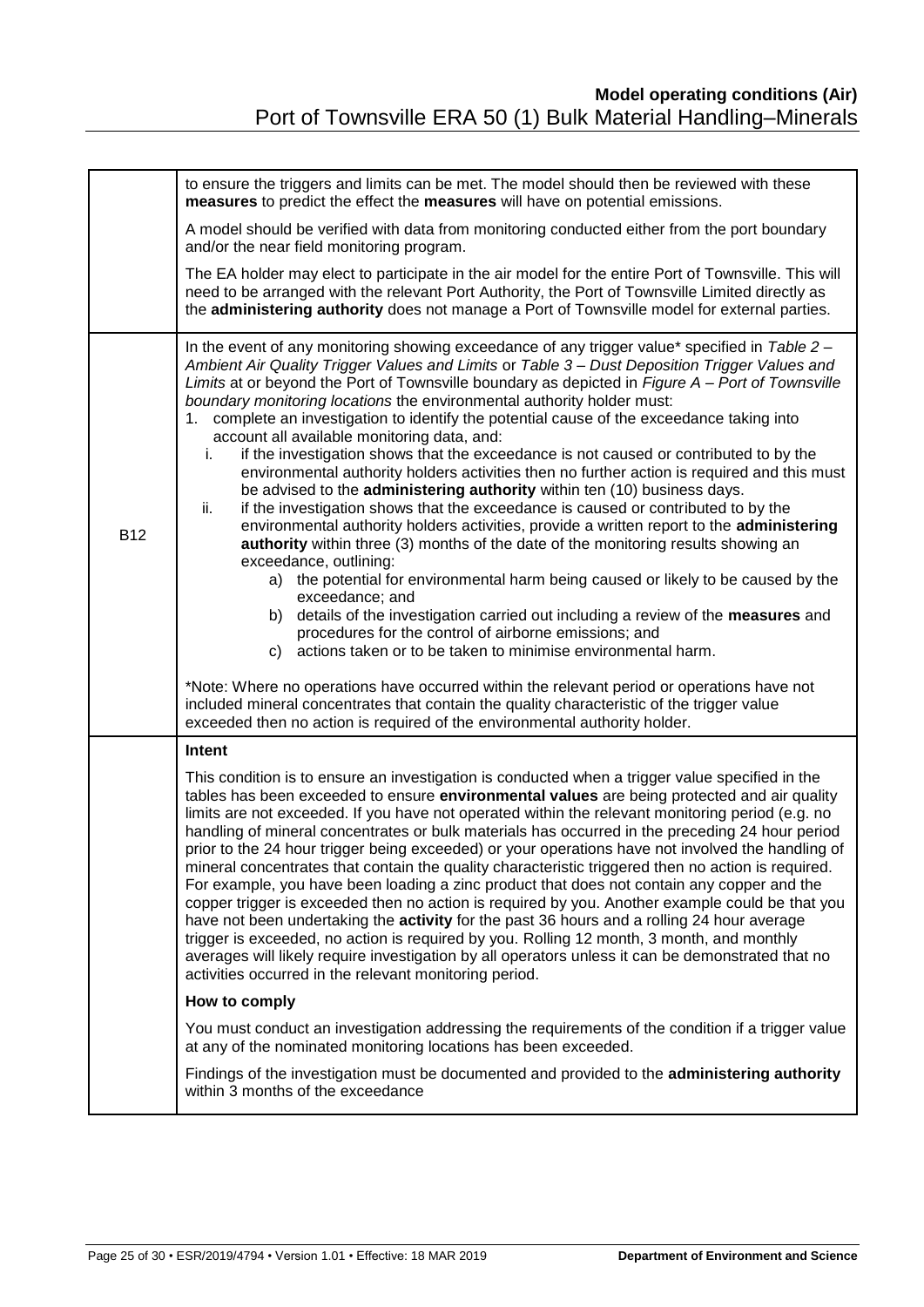| | |
|---|---|
| | to ensure the triggers and limits can be met. The model should then be reviewed with these **measures** to predict the effect the **measures** will have on potential emissions.<br><br>A model should be verified with data from monitoring conducted either from the port boundary and/or the near field monitoring program.<br><br>The EA holder may elect to participate in the air model for the entire Port of Townsville. This will need to be arranged with the relevant Port Authority, the Port of Townsville Limited directly as the **administering authority** does not manage a Port of Townsville model for external parties. |
| B12 | In the event of any monitoring showing exceedance of any trigger value* specified in *Table 2 – Ambient Air Quality Trigger Values and Limits* or *Table 3 – Dust Deposition Trigger Values and Limits* at or beyond the Port of Townsville boundary as depicted in *Figure A – Port of Townsville boundary monitoring locations* the environmental authority holder must:<br>1. complete an investigation to identify the potential cause of the exceedance taking into account all available monitoring data, and:<br>i. if the investigation shows that the exceedance is not caused or contributed to by the environmental authority holders activities then no further action is required and this must be advised to the **administering authority** within ten (10) business days.<br>ii. if the investigation shows that the exceedance is caused or contributed to by the environmental authority holders activities, provide a written report to the **administering authority** within three (3) months of the date of the monitoring results showing an exceedance, outlining:<br>a) the potential for environmental harm being caused or likely to be caused by the exceedance; and<br>b) details of the investigation carried out including a review of the **measures** and procedures for the control of airborne emissions; and<br>c) actions taken or to be taken to minimise environmental harm.<br><br>*Note: Where no operations have occurred within the relevant period or operations have not included mineral concentrates that contain the quality characteristic of the trigger value exceeded then no action is required of the environmental authority holder. |
| | **Intent**<br><br>This condition is to ensure an investigation is conducted when a trigger value specified in the tables has been exceeded to ensure **environmental values** are being protected and air quality limits are not exceeded. If you have not operated within the relevant monitoring period (e.g. no handling of mineral concentrates or bulk materials has occurred in the preceding 24 hour period prior to the 24 hour trigger being exceeded) or your operations have not involved the handling of mineral concentrates that contain the quality characteristic triggered then no action is required. For example, you have been loading a zinc product that does not contain any copper and the copper trigger is exceeded then no action is required by you. Another example could be that you have not been undertaking the **activity** for the past 36 hours and a rolling 24 hour average trigger is exceeded, no action is required by you. Rolling 12 month, 3 month, and monthly averages will likely require investigation by all operators unless it can be demonstrated that no activities occurred in the relevant monitoring period.<br><br>**How to comply**<br><br>You must conduct an investigation addressing the requirements of the condition if a trigger value at any of the nominated monitoring locations has been exceeded.<br><br>Findings of the investigation must be documented and provided to the **administering authority** within 3 months of the exceedance |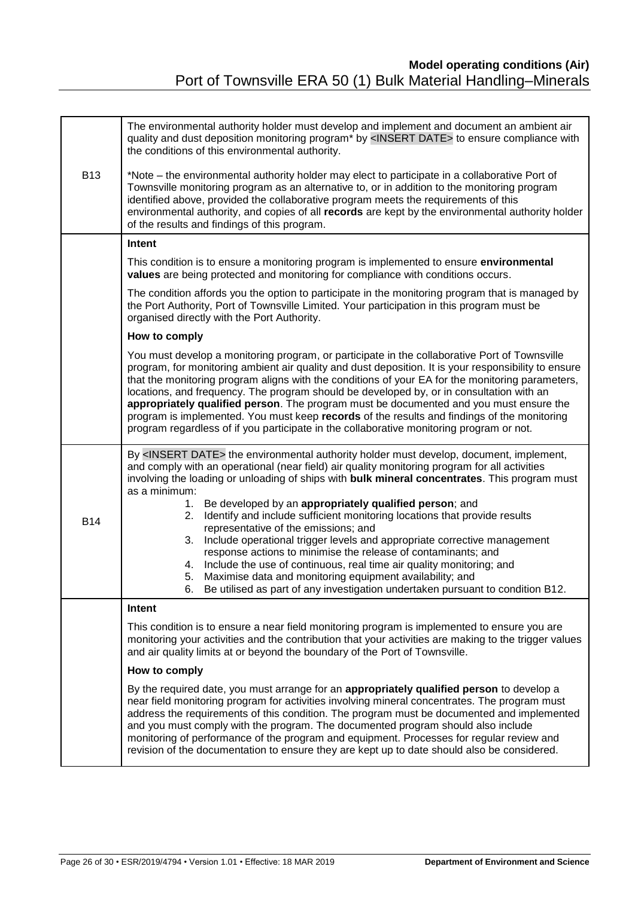| | |
|---|---|
| B13 | The environmental authority holder must develop and implement and document an ambient air quality and dust deposition monitoring program* by <INSERT DATE> to ensure compliance with the conditions of this environmental authority.<br><br>*Note – the environmental authority holder may elect to participate in a collaborative Port of Townsville monitoring program as an alternative to, or in addition to the monitoring program identified above, provided the collaborative program meets the requirements of this environmental authority, and copies of all **records** are kept by the environmental authority holder of the results and findings of this program. |
| | **Intent**<br><br>This condition is to ensure a monitoring program is implemented to ensure **environmental values** are being protected and monitoring for compliance with conditions occurs.<br><br>The condition affords you the option to participate in the monitoring program that is managed by the Port Authority, Port of Townsville Limited. Your participation in this program must be organised directly with the Port Authority.<br><br>**How to comply**<br><br>You must develop a monitoring program, or participate in the collaborative Port of Townsville program, for monitoring ambient air quality and dust deposition. It is your responsibility to ensure that the monitoring program aligns with the conditions of your EA for the monitoring parameters, locations, and frequency. The program should be developed by, or in consultation with an **appropriately qualified person**. The program must be documented and you must ensure the program is implemented. You must keep **records** of the results and findings of the monitoring program regardless of if you participate in the collaborative monitoring program or not. |
| B14 | By <INSERT DATE> the environmental authority holder must develop, document, implement, and comply with an operational (near field) air quality monitoring program for all activities involving the loading or unloading of ships with **bulk mineral concentrates**. This program must as a minimum:<br>1. Be developed by an **appropriately qualified person**; and<br>2. Identify and include sufficient monitoring locations that provide results representative of the emissions; and<br>3. Include operational trigger levels and appropriate corrective management response actions to minimise the release of contaminants; and<br>4. Include the use of continuous, real time air quality monitoring; and<br>5. Maximise data and monitoring equipment availability; and<br>6. Be utilised as part of any investigation undertaken pursuant to condition B12. |
| | **Intent**<br><br>This condition is to ensure a near field monitoring program is implemented to ensure you are monitoring your activities and the contribution that your activities are making to the trigger values and air quality limits at or beyond the boundary of the Port of Townsville.<br><br>**How to comply**<br><br>By the required date, you must arrange for an **appropriately qualified person** to develop a near field monitoring program for activities involving mineral concentrates. The program must address the requirements of this condition. The program must be documented and implemented and you must comply with the program. The documented program should also include monitoring of performance of the program and equipment. Processes for regular review and revision of the documentation to ensure they are kept up to date should also be considered. |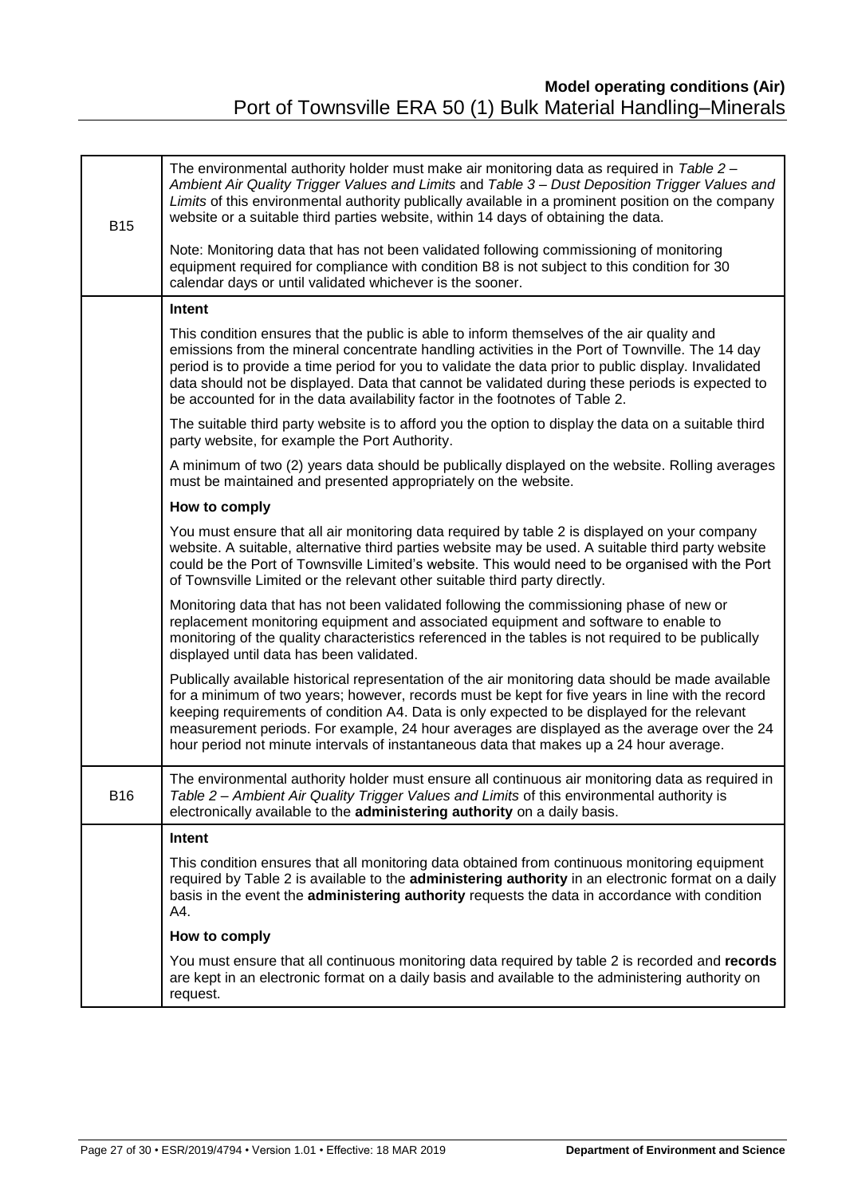| | |
|---|---|
| B15 | The environmental authority holder must make air monitoring data as required in *Table 2 – Ambient Air Quality Trigger Values and Limits* and *Table 3 – Dust Deposition Trigger Values and Limits* of this environmental authority publically available in a prominent position on the company website or a suitable third parties website, within 14 days of obtaining the data.<br><br>Note: Monitoring data that has not been validated following commissioning of monitoring equipment required for compliance with condition B8 is not subject to this condition for 30 calendar days or until validated whichever is the sooner. |
| | **Intent**<br><br>This condition ensures that the public is able to inform themselves of the air quality and emissions from the mineral concentrate handling activities in the Port of Townville. The 14 day period is to provide a time period for you to validate the data prior to public display. Invalidated data should not be displayed. Data that cannot be validated during these periods is expected to be accounted for in the data availability factor in the footnotes of Table 2.<br><br>The suitable third party website is to afford you the option to display the data on a suitable third party website, for example the Port Authority.<br><br>A minimum of two (2) years data should be publically displayed on the website. Rolling averages must be maintained and presented appropriately on the website.<br><br>**How to comply**<br><br>You must ensure that all air monitoring data required by table 2 is displayed on your company website. A suitable, alternative third parties website may be used. A suitable third party website could be the Port of Townsville Limited's website. This would need to be organised with the Port of Townsville Limited or the relevant other suitable third party directly.<br><br>Monitoring data that has not been validated following the commissioning phase of new or replacement monitoring equipment and associated equipment and software to enable to monitoring of the quality characteristics referenced in the tables is not required to be publically displayed until data has been validated.<br><br>Publically available historical representation of the air monitoring data should be made available for a minimum of two years; however, records must be kept for five years in line with the record keeping requirements of condition A4. Data is only expected to be displayed for the relevant measurement periods. For example, 24 hour averages are displayed as the average over the 24 hour period not minute intervals of instantaneous data that makes up a 24 hour average. |
| B16 | The environmental authority holder must ensure all continuous air monitoring data as required in *Table 2 – Ambient Air Quality Trigger Values and Limits* of this environmental authority is electronically available to the **administering authority** on a daily basis. |
| | **Intent**<br><br>This condition ensures that all monitoring data obtained from continuous monitoring equipment required by Table 2 is available to the **administering authority** in an electronic format on a daily basis in the event the **administering authority** requests the data in accordance with condition A4.<br><br>**How to comply**<br><br>You must ensure that all continuous monitoring data required by table 2 is recorded and **records** are kept in an electronic format on a daily basis and available to the administering authority on request. |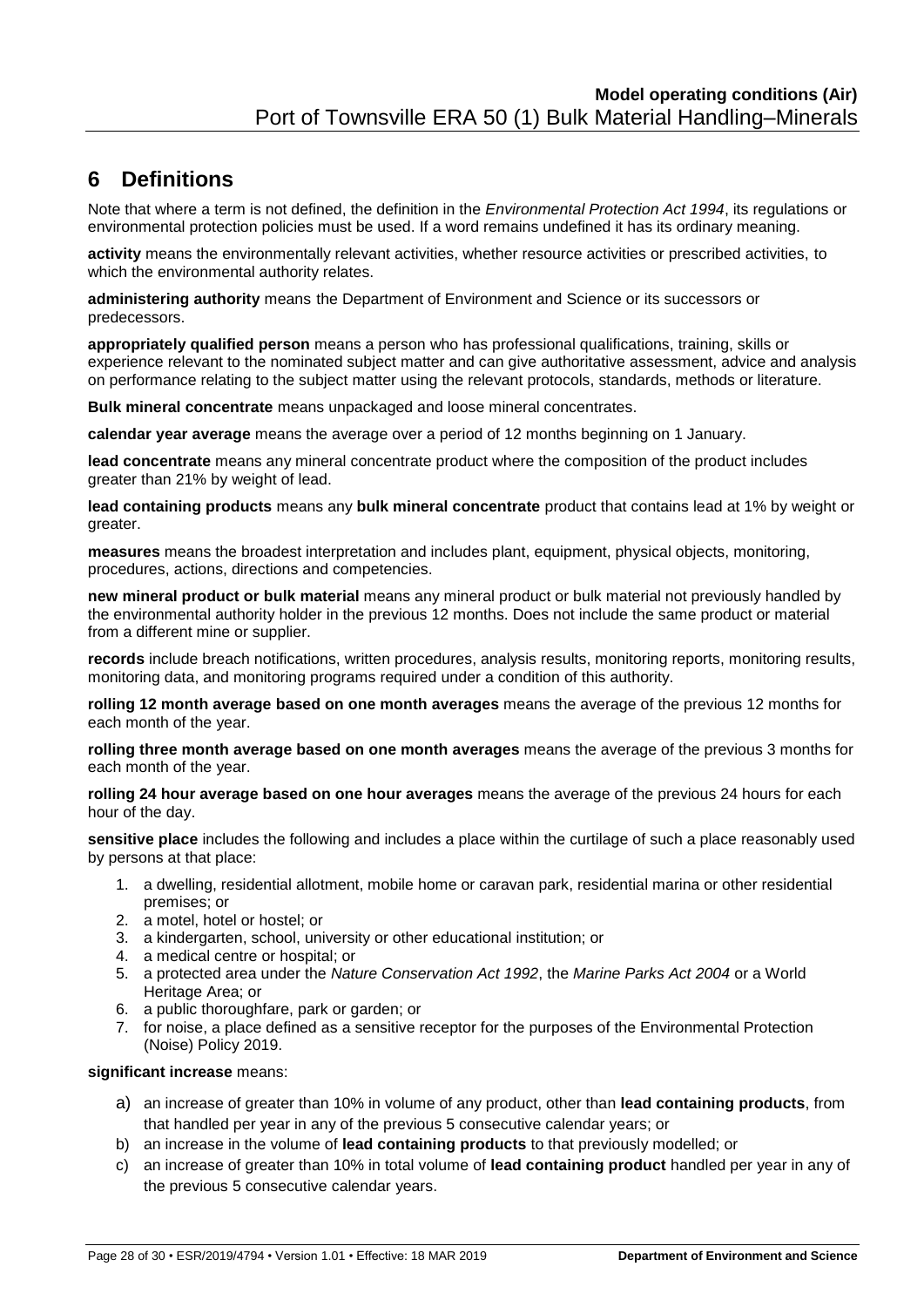## 6 Definitions

Note that where a term is not defined, the definition in the *Environmental Protection Act 1994*, its regulations or environmental protection policies must be used. If a word remains undefined it has its ordinary meaning.

**activity** means the environmentally relevant activities, whether resource activities or prescribed activities, to which the environmental authority relates.

**administering authority** means the Department of Environment and Science or its successors or predecessors.

**appropriately qualified person** means a person who has professional qualifications, training, skills or experience relevant to the nominated subject matter and can give authoritative assessment, advice and analysis on performance relating to the subject matter using the relevant protocols, standards, methods or literature.

**Bulk mineral concentrate** means unpackaged and loose mineral concentrates.

**calendar year average** means the average over a period of 12 months beginning on 1 January.

**lead concentrate** means any mineral concentrate product where the composition of the product includes greater than 21% by weight of lead.

**lead containing products** means any **bulk mineral concentrate** product that contains lead at 1% by weight or greater.

**measures** means the broadest interpretation and includes plant, equipment, physical objects, monitoring, procedures, actions, directions and competencies.

**new mineral product or bulk material** means any mineral product or bulk material not previously handled by the environmental authority holder in the previous 12 months. Does not include the same product or material from a different mine or supplier.

**records** include breach notifications, written procedures, analysis results, monitoring reports, monitoring results, monitoring data, and monitoring programs required under a condition of this authority.

**rolling 12 month average based on one month averages** means the average of the previous 12 months for each month of the year.

**rolling three month average based on one month averages** means the average of the previous 3 months for each month of the year.

**rolling 24 hour average based on one hour averages** means the average of the previous 24 hours for each hour of the day.

**sensitive place** includes the following and includes a place within the curtilage of such a place reasonably used by persons at that place:

1. a dwelling, residential allotment, mobile home or caravan park, residential marina or other residential premises; or
2. a motel, hotel or hostel; or
3. a kindergarten, school, university or other educational institution; or
4. a medical centre or hospital; or
5. a protected area under the *Nature Conservation Act 1992*, the *Marine Parks Act 2004* or a World Heritage Area; or
6. a public thoroughfare, park or garden; or
7. for noise, a place defined as a sensitive receptor for the purposes of the Environmental Protection (Noise) Policy 2019.

**significant increase** means:

a) an increase of greater than 10% in volume of any product, other than **lead containing products**, from that handled per year in any of the previous 5 consecutive calendar years; or
b) an increase in the volume of **lead containing products** to that previously modelled; or
c) an increase of greater than 10% in total volume of **lead containing product** handled per year in any of the previous 5 consecutive calendar years.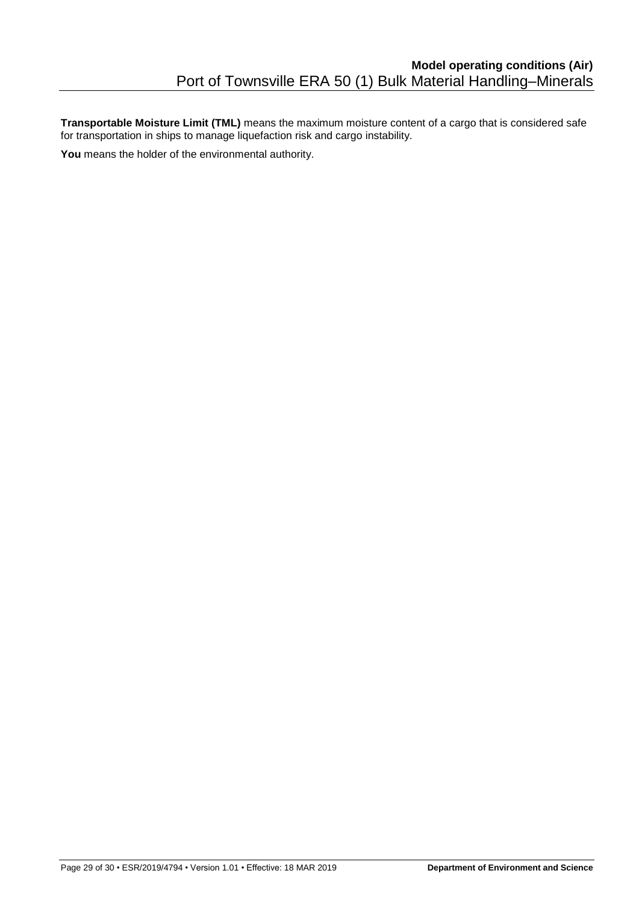**Transportable Moisture Limit (TML)** means the maximum moisture content of a cargo that is considered safe for transportation in ships to manage liquefaction risk and cargo instability.

**You** means the holder of the environmental authority.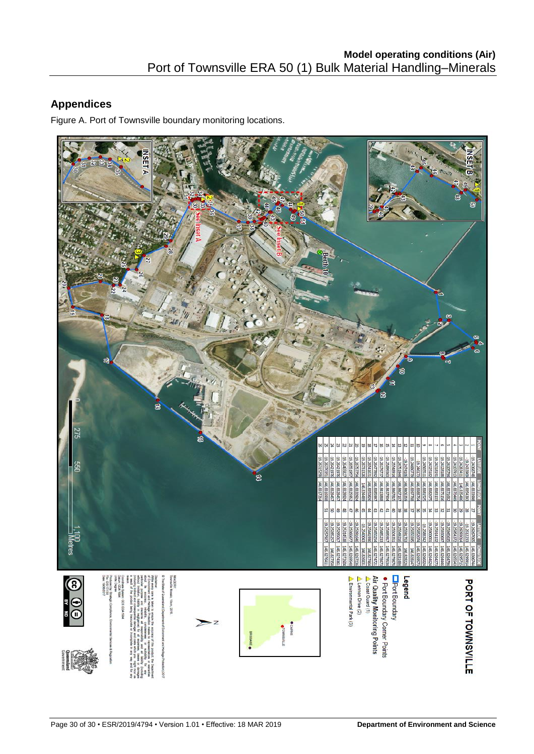## Appendices

Figure A. Port of Townsville boundary monitoring locations.

PORT OF TOWNSVILLE

Legend

Port Boundary

Port Boundary Corner Points

Air Quality Monitoring Points

Coast Guard (1)

Lennon Drive (2)

Environmental Park (3)

INSET A

INSET B

See Inset A

See Inset B

Berth 10

0 275 550 1,100 Metres

CAIRNS

TOWNSVILLE

BRISBANE